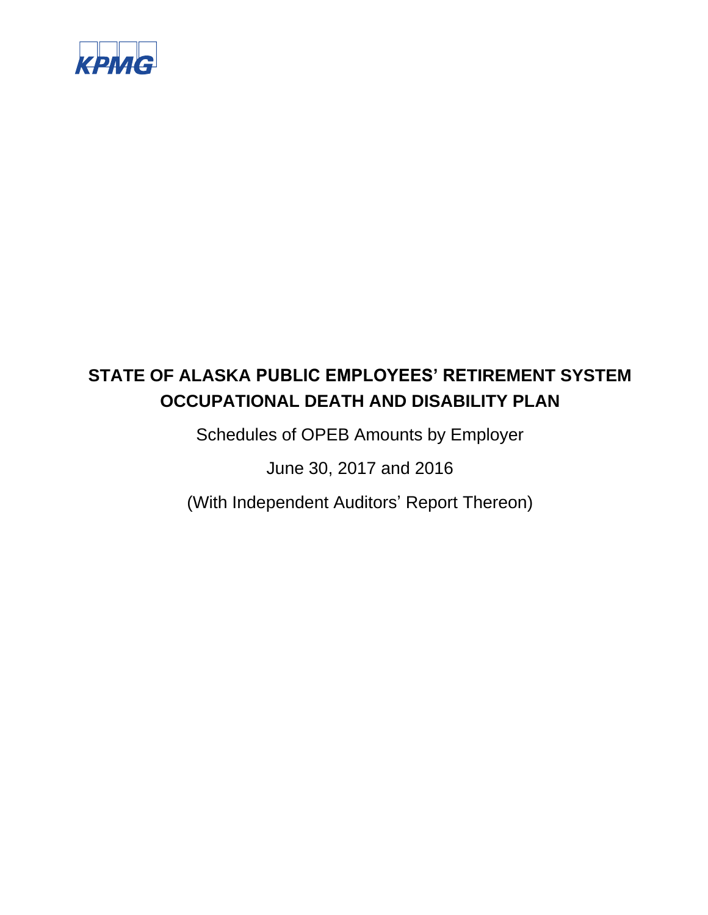KPMG

# STATE OF ALASKA PUBLIC EMPLOYEES' RETIREMENT SYSTEM OCCUPATIONAL DEATH AND DISABILITY PLAN

Schedules of OPEB Amounts by Employer

June 30, 2017 and 2016

(With Independent Auditors' Report Thereon)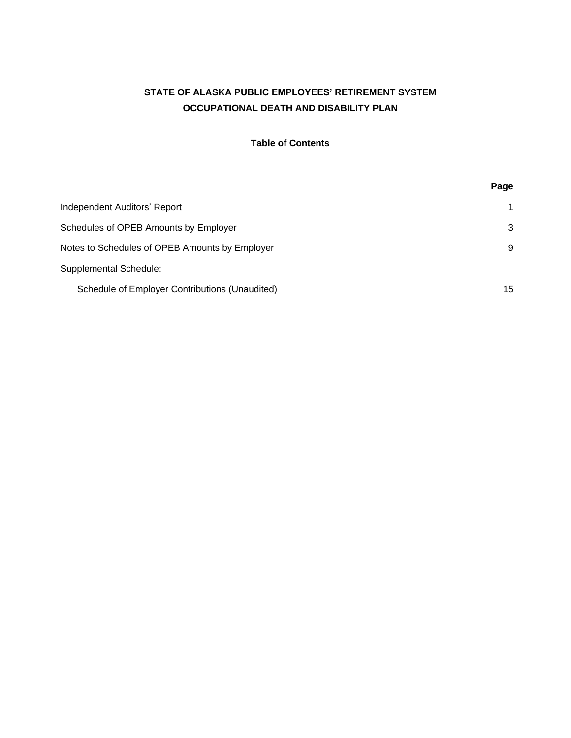# STATE OF ALASKA PUBLIC EMPLOYEES' RETIREMENT SYSTEM
# OCCUPATIONAL DEATH AND DISABILITY PLAN

## Table of Contents

| | Page |
|---|---|
| Independent Auditors' Report | 1 |
| Schedules of OPEB Amounts by Employer | 3 |
| Notes to Schedules of OPEB Amounts by Employer | 9 |
| Supplemental Schedule: | |
| Schedule of Employer Contributions (Unaudited) | 15 |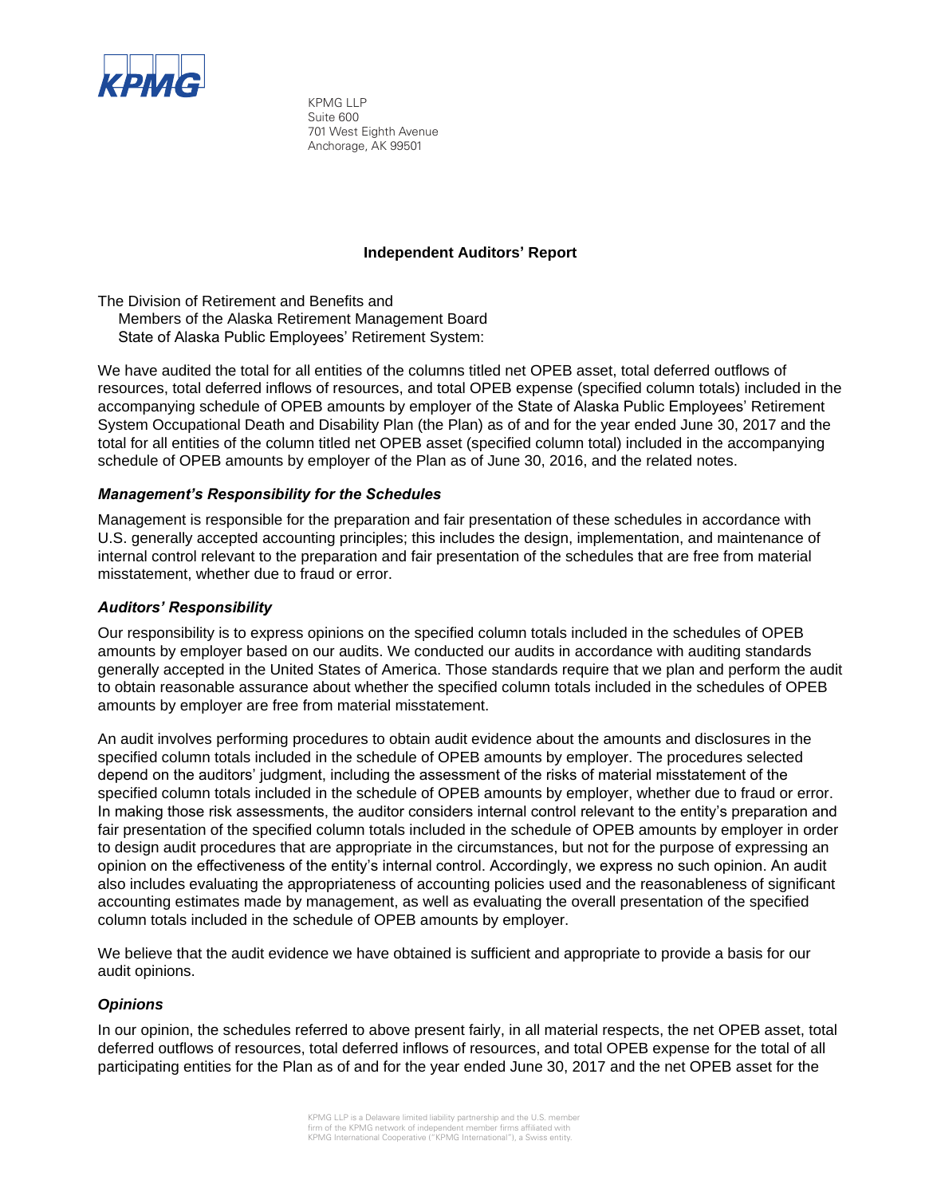KPMG LLP
Suite 600
701 West Eighth Avenue
Anchorage, AK 99501

## Independent Auditors' Report

The Division of Retirement and Benefits and
Members of the Alaska Retirement Management Board
State of Alaska Public Employees' Retirement System:

We have audited the total for all entities of the columns titled net OPEB asset, total deferred outflows of resources, total deferred inflows of resources, and total OPEB expense (specified column totals) included in the accompanying schedule of OPEB amounts by employer of the State of Alaska Public Employees' Retirement System Occupational Death and Disability Plan (the Plan) as of and for the year ended June 30, 2017 and the total for all entities of the column titled net OPEB asset (specified column total) included in the accompanying schedule of OPEB amounts by employer of the Plan as of June 30, 2016, and the related notes.

### *Management's Responsibility for the Schedules*

Management is responsible for the preparation and fair presentation of these schedules in accordance with U.S. generally accepted accounting principles; this includes the design, implementation, and maintenance of internal control relevant to the preparation and fair presentation of the schedules that are free from material misstatement, whether due to fraud or error.

### *Auditors' Responsibility*

Our responsibility is to express opinions on the specified column totals included in the schedules of OPEB amounts by employer based on our audits. We conducted our audits in accordance with auditing standards generally accepted in the United States of America. Those standards require that we plan and perform the audit to obtain reasonable assurance about whether the specified column totals included in the schedules of OPEB amounts by employer are free from material misstatement.

An audit involves performing procedures to obtain audit evidence about the amounts and disclosures in the specified column totals included in the schedule of OPEB amounts by employer. The procedures selected depend on the auditors' judgment, including the assessment of the risks of material misstatement of the specified column totals included in the schedule of OPEB amounts by employer, whether due to fraud or error. In making those risk assessments, the auditor considers internal control relevant to the entity's preparation and fair presentation of the specified column totals included in the schedule of OPEB amounts by employer in order to design audit procedures that are appropriate in the circumstances, but not for the purpose of expressing an opinion on the effectiveness of the entity's internal control. Accordingly, we express no such opinion. An audit also includes evaluating the appropriateness of accounting policies used and the reasonableness of significant accounting estimates made by management, as well as evaluating the overall presentation of the specified column totals included in the schedule of OPEB amounts by employer.

We believe that the audit evidence we have obtained is sufficient and appropriate to provide a basis for our audit opinions.

### *Opinions*

In our opinion, the schedules referred to above present fairly, in all material respects, the net OPEB asset, total deferred outflows of resources, total deferred inflows of resources, and total OPEB expense for the total of all participating entities for the Plan as of and for the year ended June 30, 2017 and the net OPEB asset for the

KPMG LLP is a Delaware limited liability partnership and the U.S. member firm of the KPMG network of independent member firms affiliated with KPMG International Cooperative ("KPMG International"), a Swiss entity.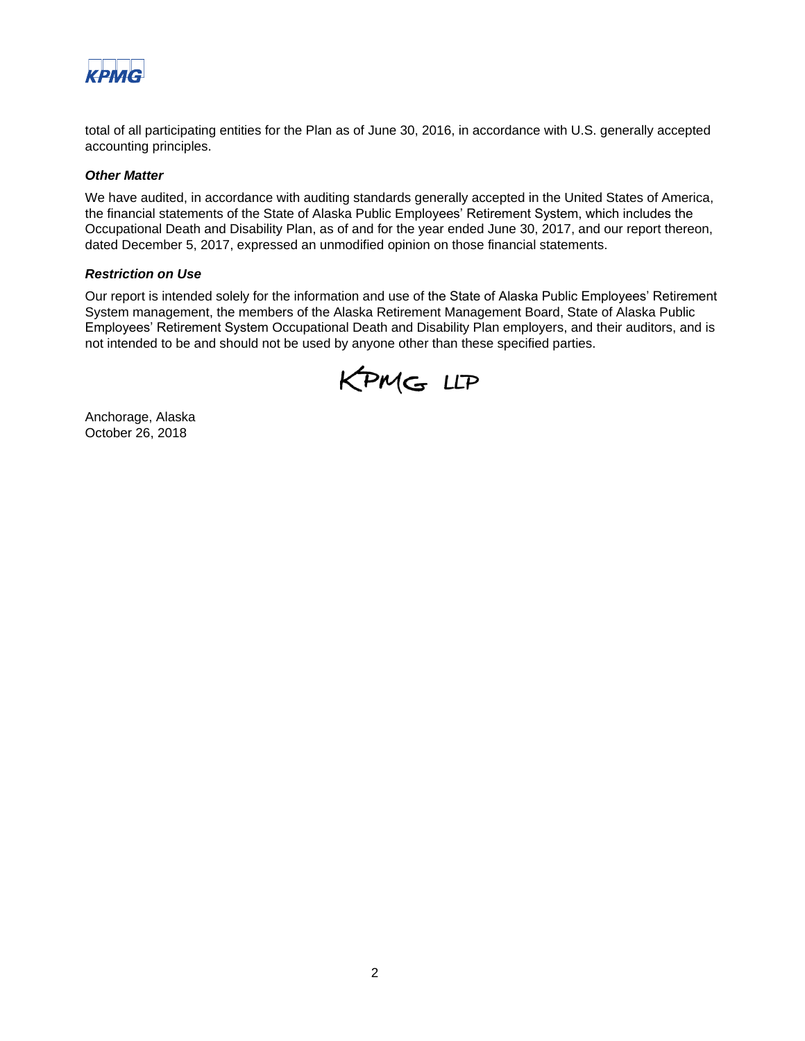total of all participating entities for the Plan as of June 30, 2016, in accordance with U.S. generally accepted accounting principles.

***Other Matter***

We have audited, in accordance with auditing standards generally accepted in the United States of America, the financial statements of the State of Alaska Public Employees' Retirement System, which includes the Occupational Death and Disability Plan, as of and for the year ended June 30, 2017, and our report thereon, dated December 5, 2017, expressed an unmodified opinion on those financial statements.

***Restriction on Use***

Our report is intended solely for the information and use of the State of Alaska Public Employees' Retirement System management, the members of the Alaska Retirement Management Board, State of Alaska Public Employees' Retirement System Occupational Death and Disability Plan employers, and their auditors, and is not intended to be and should not be used by anyone other than these specified parties.

KPMG LLP

Anchorage, Alaska
October 26, 2018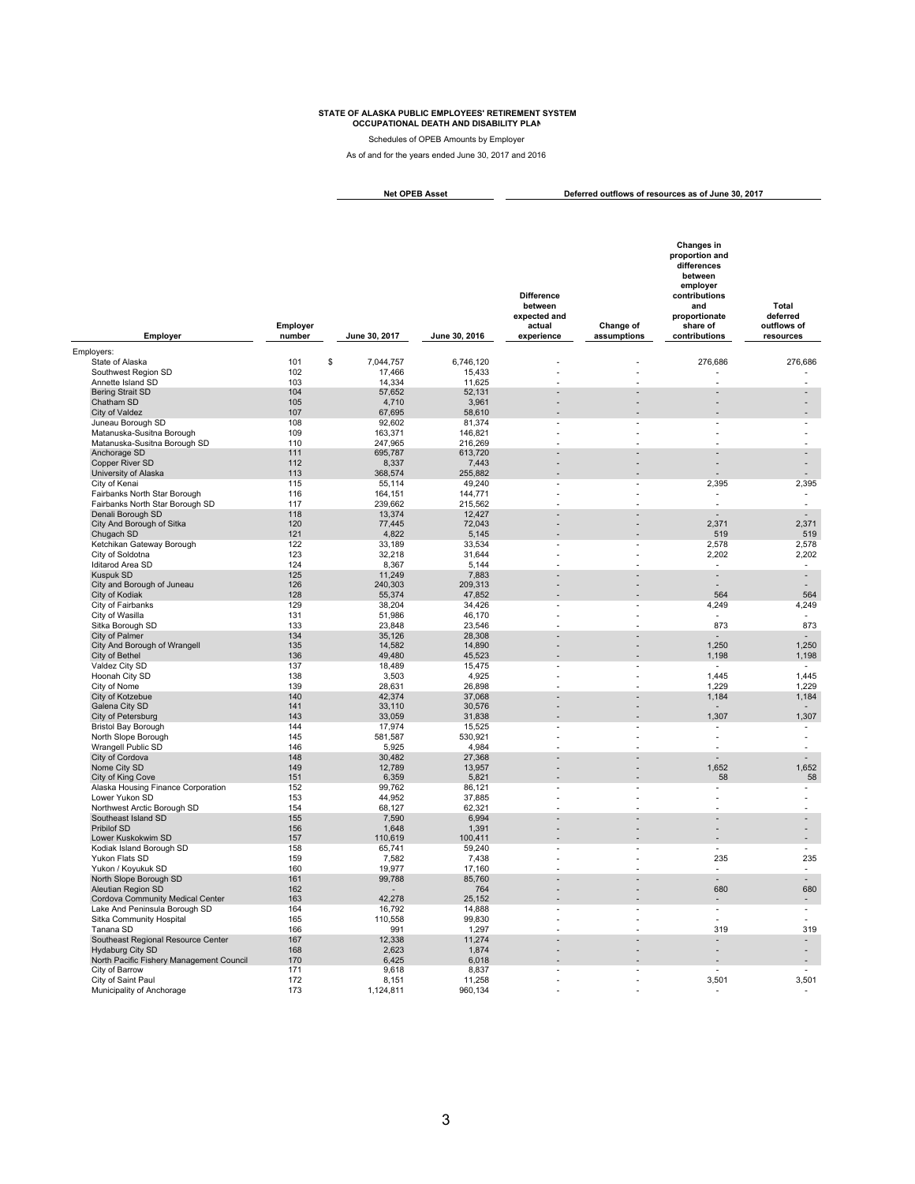**STATE OF ALASKA PUBLIC EMPLOYEES' RETIREMENT SYSTEM**
**OCCUPATIONAL DEATH AND DISABILITY PLAN**

Schedules of OPEB Amounts by Employer

As of and for the years ended June 30, 2017 and 2016

| Employer | Employer number | Net OPEB Asset | | Deferred outflows of resources as of June 30, 2017 | | | |
|---|---|---|---|---|---|---|---|
| | | June 30, 2017 | June 30, 2016 | Difference between expected and actual experience | Change of assumptions | Changes in proportion and differences between employer contributions and proportionate share of contributions | Total deferred outflows of resources |
| Employers: | | | | | | | |
| State of Alaska | 101 | $ 7,044,757 | 6,746,120 | - | - | 276,686 | 276,686 |
| Southwest Region SD | 102 | 17,466 | 15,433 | - | - | - | - |
| Annette Island SD | 103 | 14,334 | 11,625 | - | - | - | - |
| Bering Strait SD | 104 | 57,652 | 52,131 | - | - | - | - |
| Chatham SD | 105 | 4,710 | 3,961 | - | - | - | - |
| City of Valdez | 107 | 67,695 | 58,610 | - | - | - | - |
| Juneau Borough SD | 108 | 92,602 | 81,374 | - | - | - | - |
| Matanuska-Susitna Borough | 109 | 163,371 | 146,821 | - | - | - | - |
| Matanuska-Susitna Borough SD | 110 | 247,965 | 216,269 | - | - | - | - |
| Anchorage SD | 111 | 695,787 | 613,720 | - | - | - | - |
| Copper River SD | 112 | 8,337 | 7,443 | - | - | - | - |
| University of Alaska | 113 | 368,574 | 255,882 | - | - | - | - |
| City of Kenai | 115 | 55,114 | 49,240 | - | - | 2,395 | 2,395 |
| Fairbanks North Star Borough | 116 | 164,151 | 144,771 | - | - | - | - |
| Fairbanks North Star Borough SD | 117 | 239,662 | 215,562 | - | - | - | - |
| Denali Borough SD | 118 | 13,374 | 12,427 | - | - | - | - |
| City And Borough of Sitka | 120 | 77,445 | 72,043 | - | - | 2,371 | 2,371 |
| Chugach SD | 121 | 4,822 | 5,145 | - | - | 519 | 519 |
| Ketchikan Gateway Borough | 122 | 33,189 | 33,534 | - | - | 2,578 | 2,578 |
| City of Soldotna | 123 | 32,218 | 31,644 | - | - | 2,202 | 2,202 |
| Iditarod Area SD | 124 | 8,367 | 5,144 | - | - | - | - |
| Kuspuk SD | 125 | 11,249 | 7,883 | - | - | - | - |
| City and Borough of Juneau | 126 | 240,303 | 209,313 | - | - | - | - |
| City of Kodiak | 128 | 55,374 | 47,852 | - | - | 564 | 564 |
| City of Fairbanks | 129 | 38,204 | 34,426 | - | - | 4,249 | 4,249 |
| City of Wasilla | 131 | 51,986 | 46,170 | - | - | - | - |
| Sitka Borough SD | 133 | 23,848 | 23,546 | - | - | 873 | 873 |
| City of Palmer | 134 | 35,126 | 28,308 | - | - | - | - |
| City And Borough of Wrangell | 135 | 14,582 | 14,890 | - | - | 1,250 | 1,250 |
| City of Bethel | 136 | 49,480 | 45,523 | - | - | 1,198 | 1,198 |
| Valdez City SD | 137 | 18,489 | 15,475 | - | - | - | - |
| Hoonah City SD | 138 | 3,503 | 4,925 | - | - | 1,445 | 1,445 |
| City of Nome | 139 | 28,631 | 26,898 | - | - | 1,229 | 1,229 |
| City of Kotzebue | 140 | 42,374 | 37,068 | - | - | 1,184 | 1,184 |
| Galena City SD | 141 | 33,110 | 30,576 | - | - | - | - |
| City of Petersburg | 143 | 33,059 | 31,838 | - | - | 1,307 | 1,307 |
| Bristol Bay Borough | 144 | 17,974 | 15,525 | - | - | - | - |
| North Slope Borough | 145 | 581,587 | 530,921 | - | - | - | - |
| Wrangell Public SD | 146 | 5,925 | 4,984 | - | - | - | - |
| City of Cordova | 148 | 30,482 | 27,368 | - | - | - | - |
| Nome City SD | 149 | 12,789 | 13,957 | - | - | 1,652 | 1,652 |
| City of King Cove | 151 | 6,359 | 5,821 | - | - | 58 | 58 |
| Alaska Housing Finance Corporation | 152 | 99,762 | 86,121 | - | - | - | - |
| Lower Yukon SD | 153 | 44,952 | 37,885 | - | - | - | - |
| Northwest Arctic Borough SD | 154 | 68,127 | 62,321 | - | - | - | - |
| Southeast Island SD | 155 | 7,590 | 6,994 | - | - | - | - |
| Pribilof SD | 156 | 1,648 | 1,391 | - | - | - | - |
| Lower Kuskokwim SD | 157 | 110,619 | 100,411 | - | - | - | - |
| Kodiak Island Borough SD | 158 | 65,741 | 59,240 | - | - | - | - |
| Yukon Flats SD | 159 | 7,582 | 7,438 | - | - | 235 | 235 |
| Yukon / Koyukuk SD | 160 | 19,977 | 17,160 | - | - | - | - |
| North Slope Borough SD | 161 | 99,788 | 85,760 | - | - | - | - |
| Aleutian Region SD | 162 | - | 764 | - | - | 680 | 680 |
| Cordova Community Medical Center | 163 | 42,278 | 25,152 | - | - | - | - |
| Lake And Peninsula Borough SD | 164 | 16,792 | 14,888 | - | - | - | - |
| Sitka Community Hospital | 165 | 110,558 | 99,830 | - | - | - | - |
| Tanana SD | 166 | 991 | 1,297 | - | - | 319 | 319 |
| Southeast Regional Resource Center | 167 | 12,338 | 11,274 | - | - | - | - |
| Hydaburg City SD | 168 | 2,623 | 1,874 | - | - | - | - |
| North Pacific Fishery Management Council | 170 | 6,425 | 6,018 | - | - | - | - |
| City of Barrow | 171 | 9,618 | 8,837 | - | - | - | - |
| City of Saint Paul | 172 | 8,151 | 11,258 | - | - | 3,501 | 3,501 |
| Municipality of Anchorage | 173 | 1,124,811 | 960,134 | - | - | - | - |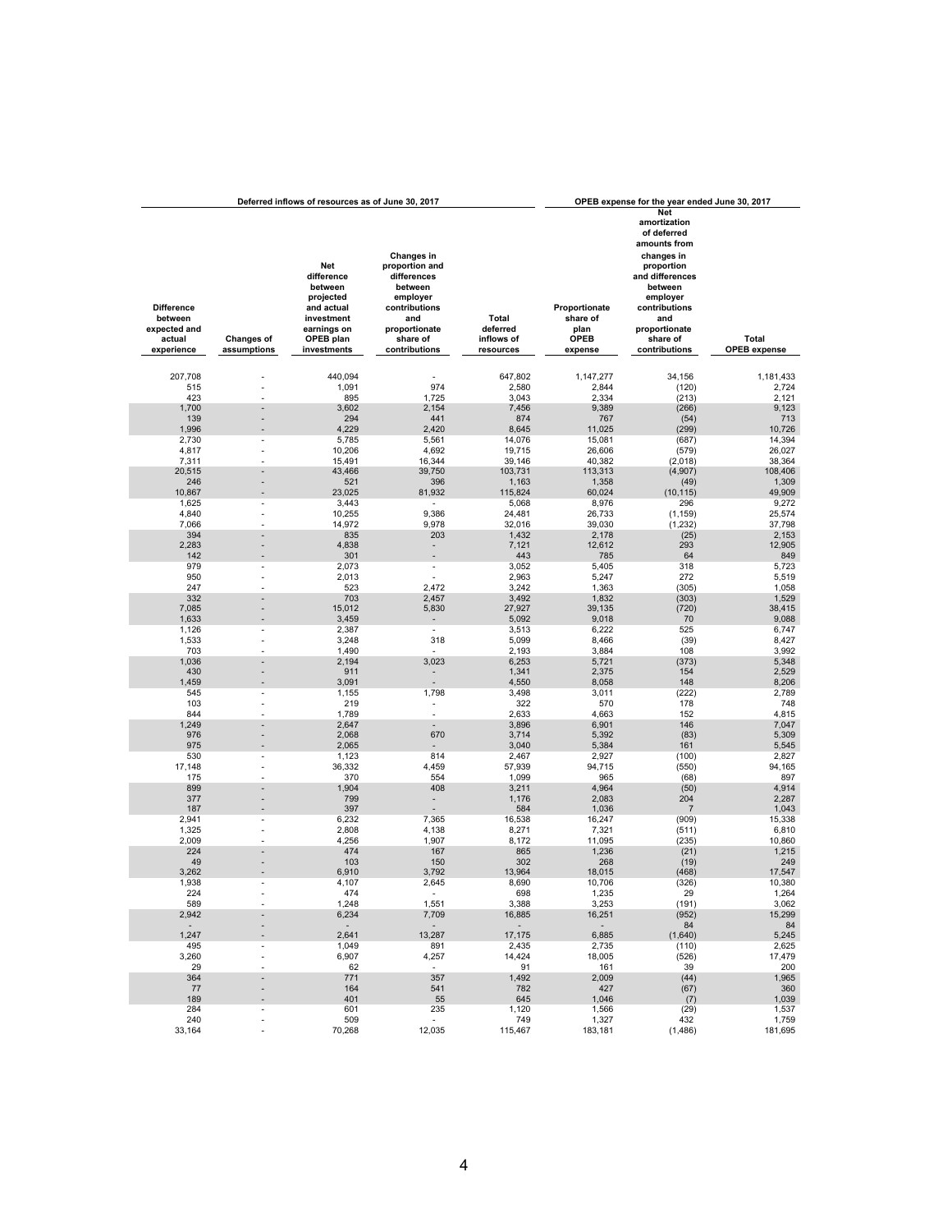| Deferred inflows of resources as of June 30, 2017 | | | | | OPEB expense for the year ended June 30, 2017 | | |
|---|---|---|---|---|---|---|---|
| Difference between expected and actual experience | Changes of assumptions | Net difference between projected and actual investment earnings on OPEB plan investments | Changes in proportion and differences between employer contributions and proportionate share of contributions | Total deferred inflows of resources | Proportionate share of plan OPEB expense | Net amortization of deferred amounts from changes in proportion and differences between employer contributions and proportionate share of contributions | Total OPEB expense |
| 207,708 | - | 440,094 | - | 647,802 | 1,147,277 | 34,156 | 1,181,433 |
| 515 | - | 1,091 | 974 | 2,580 | 2,844 | (120) | 2,724 |
| 423 | - | 895 | 1,725 | 3,043 | 2,334 | (213) | 2,121 |
| 1,700 | - | 3,602 | 2,154 | 7,456 | 9,389 | (266) | 9,123 |
| 139 | - | 294 | 441 | 874 | 767 | (54) | 713 |
| 1,996 | - | 4,229 | 2,420 | 8,645 | 11,025 | (299) | 10,726 |
| 2,730 | - | 5,785 | 5,561 | 14,076 | 15,081 | (687) | 14,394 |
| 4,817 | - | 10,206 | 4,692 | 19,715 | 26,606 | (579) | 26,027 |
| 7,311 | - | 15,491 | 16,344 | 39,146 | 40,382 | (2,018) | 38,364 |
| 20,515 | - | 43,466 | 39,750 | 103,731 | 113,313 | (4,907) | 108,406 |
| 246 | - | 521 | 396 | 1,163 | 1,358 | (49) | 1,309 |
| 10,867 | - | 23,025 | 81,932 | 115,824 | 60,024 | (10,115) | 49,909 |
| 1,625 | - | 3,443 | - | 5,068 | 8,976 | 296 | 9,272 |
| 4,840 | - | 10,255 | 9,386 | 24,481 | 26,733 | (1,159) | 25,574 |
| 7,066 | - | 14,972 | 9,978 | 32,016 | 39,030 | (1,232) | 37,798 |
| 394 | - | 835 | 203 | 1,432 | 2,178 | (25) | 2,153 |
| 2,283 | - | 4,838 | - | 7,121 | 12,612 | 293 | 12,905 |
| 142 | - | 301 | - | 443 | 785 | 64 | 849 |
| 979 | - | 2,073 | - | 3,052 | 5,405 | 318 | 5,723 |
| 950 | - | 2,013 | - | 2,963 | 5,247 | 272 | 5,519 |
| 247 | - | 523 | 2,472 | 3,242 | 1,363 | (305) | 1,058 |
| 332 | - | 703 | 2,457 | 3,492 | 1,832 | (303) | 1,529 |
| 7,085 | - | 15,012 | 5,830 | 27,927 | 39,135 | (720) | 38,415 |
| 1,633 | - | 3,459 | - | 5,092 | 9,018 | 70 | 9,088 |
| 1,126 | - | 2,387 | - | 3,513 | 6,222 | 525 | 6,747 |
| 1,533 | - | 3,248 | 318 | 5,099 | 8,466 | (39) | 8,427 |
| 703 | - | 1,490 | - | 2,193 | 3,884 | 108 | 3,992 |
| 1,036 | - | 2,194 | 3,023 | 6,253 | 5,721 | (373) | 5,348 |
| 430 | - | 911 | - | 1,341 | 2,375 | 154 | 2,529 |
| 1,459 | - | 3,091 | - | 4,550 | 8,058 | 148 | 8,206 |
| 545 | - | 1,155 | 1,798 | 3,498 | 3,011 | (222) | 2,789 |
| 103 | - | 219 | - | 322 | 570 | 178 | 748 |
| 844 | - | 1,789 | - | 2,633 | 4,663 | 152 | 4,815 |
| 1,249 | - | 2,647 | - | 3,896 | 6,901 | 146 | 7,047 |
| 976 | - | 2,068 | 670 | 3,714 | 5,392 | (83) | 5,309 |
| 975 | - | 2,065 | - | 3,040 | 5,384 | 161 | 5,545 |
| 530 | - | 1,123 | 814 | 2,467 | 2,927 | (100) | 2,827 |
| 17,148 | - | 36,332 | 4,459 | 57,939 | 94,715 | (550) | 94,165 |
| 175 | - | 370 | 554 | 1,099 | 965 | (68) | 897 |
| 899 | - | 1,904 | 408 | 3,211 | 4,964 | (50) | 4,914 |
| 377 | - | 799 | - | 1,176 | 2,083 | 204 | 2,287 |
| 187 | - | 397 | - | 584 | 1,036 | 7 | 1,043 |
| 2,941 | - | 6,232 | 7,365 | 16,538 | 16,247 | (909) | 15,338 |
| 1,325 | - | 2,808 | 4,138 | 8,271 | 7,321 | (511) | 6,810 |
| 2,009 | - | 4,256 | 1,907 | 8,172 | 11,095 | (235) | 10,860 |
| 224 | - | 474 | 167 | 865 | 1,236 | (21) | 1,215 |
| 49 | - | 103 | 150 | 302 | 268 | (19) | 249 |
| 3,262 | - | 6,910 | 3,792 | 13,964 | 18,015 | (468) | 17,547 |
| 1,938 | - | 4,107 | 2,645 | 8,690 | 10,706 | (326) | 10,380 |
| 224 | - | 474 | - | 698 | 1,235 | 29 | 1,264 |
| 589 | - | 1,248 | 1,551 | 3,388 | 3,253 | (191) | 3,062 |
| 2,942 | - | 6,234 | 7,709 | 16,885 | 16,251 | (952) | 15,299 |
| - | - | - | - | - | - | 84 | 84 |
| 1,247 | - | 2,641 | 13,287 | 17,175 | 6,885 | (1,640) | 5,245 |
| 495 | - | 1,049 | 891 | 2,435 | 2,735 | (110) | 2,625 |
| 3,260 | - | 6,907 | 4,257 | 14,424 | 18,005 | (526) | 17,479 |
| 29 | - | 62 | - | 91 | 161 | 39 | 200 |
| 364 | - | 771 | 357 | 1,492 | 2,009 | (44) | 1,965 |
| 77 | - | 164 | 541 | 782 | 427 | (67) | 360 |
| 189 | - | 401 | 55 | 645 | 1,046 | (7) | 1,039 |
| 284 | - | 601 | 235 | 1,120 | 1,566 | (29) | 1,537 |
| 240 | - | 509 | - | 749 | 1,327 | 432 | 1,759 |
| 33,164 | - | 70,268 | 12,035 | 115,467 | 183,181 | (1,486) | 181,695 |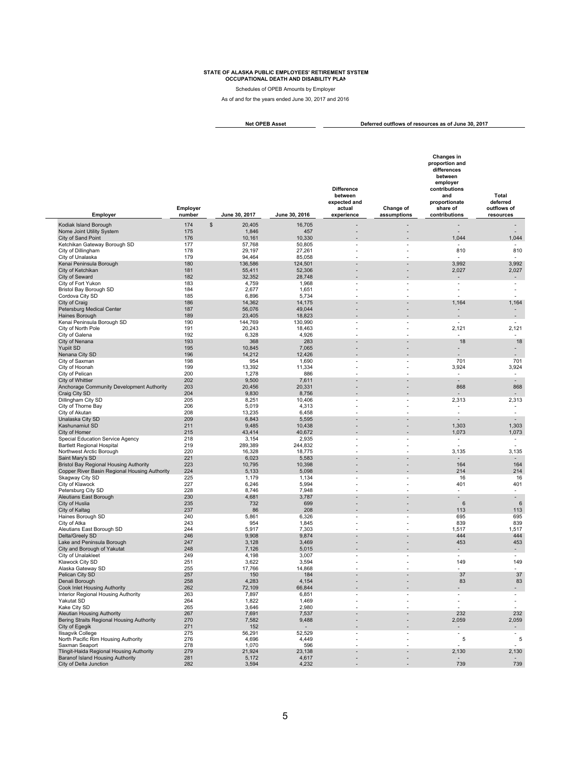**STATE OF ALASKA PUBLIC EMPLOYEES' RETIREMENT SYSTEM**
**OCCUPATIONAL DEATH AND DISABILITY PLAN**

Schedules of OPEB Amounts by Employer

As of and for the years ended June 30, 2017 and 2016

| Employer | Employer number | Net OPEB Asset | | Deferred outflows of resources as of June 30, 2017 | | | |
|---|---|---|---|---|---|---|---|
| | | June 30, 2017 | June 30, 2016 | Difference between expected and actual experience | Change of assumptions | Changes in proportion and differences between employer contributions and proportionate share of contributions | Total deferred outflows of resources |
| Kodiak Island Borough | 174 | $ 20,405 | 16,705 | - | - | - | - |
| Nome Joint Utility System | 175 | 1,846 | 457 | - | - | - | - |
| City of Sand Point | 176 | 10,161 | 10,330 | - | - | 1,044 | 1,044 |
| Ketchikan Gateway Borough SD | 177 | 57,768 | 50,805 | - | - | - | - |
| City of Dillingham | 178 | 29,197 | 27,261 | - | - | 810 | 810 |
| City of Unalaska | 179 | 94,464 | 85,058 | - | - | - | - |
| Kenai Peninsula Borough | 180 | 136,586 | 124,501 | - | - | 3,992 | 3,992 |
| City of Ketchikan | 181 | 55,411 | 52,306 | - | - | 2,027 | 2,027 |
| City of Seward | 182 | 32,352 | 28,748 | - | - | - | - |
| City of Fort Yukon | 183 | 4,759 | 1,968 | - | - | - | - |
| Bristol Bay Borough SD | 184 | 2,677 | 1,651 | - | - | - | - |
| Cordova City SD | 185 | 6,896 | 5,734 | - | - | - | - |
| City of Craig | 186 | 14,362 | 14,175 | - | - | 1,164 | 1,164 |
| Petersburg Medical Center | 187 | 56,076 | 49,044 | - | - | - | - |
| Haines Borough | 189 | 23,405 | 18,823 | - | - | - | - |
| Kenai Peninsula Borough SD | 190 | 144,769 | 130,990 | - | - | - | - |
| City of North Pole | 191 | 20,243 | 18,463 | - | - | 2,121 | 2,121 |
| City of Galena | 192 | 6,328 | 4,926 | - | - | - | - |
| City of Nenana | 193 | 368 | 283 | - | - | 18 | 18 |
| Yupiit SD | 195 | 10,845 | 7,065 | - | - | - | - |
| Nenana City SD | 196 | 14,212 | 12,426 | - | - | - | - |
| City of Saxman | 198 | 954 | 1,690 | - | - | 701 | 701 |
| City of Hoonah | 199 | 13,392 | 11,334 | - | - | 3,924 | 3,924 |
| City of Pelican | 200 | 1,278 | 886 | - | - | - | - |
| City of Whittier | 202 | 9,500 | 7,611 | - | - | - | - |
| Anchorage Community Development Authority | 203 | 20,456 | 20,331 | - | - | 868 | 868 |
| Craig City SD | 204 | 9,830 | 8,756 | - | - | - | - |
| Dillingham City SD | 205 | 8,251 | 10,406 | - | - | 2,313 | 2,313 |
| City of Thorne Bay | 206 | 5,019 | 4,313 | - | - | - | - |
| City of Akutan | 208 | 13,235 | 6,458 | - | - | - | - |
| Unalaska City SD | 209 | 6,843 | 5,595 | - | - | - | - |
| Kashunamiut SD | 211 | 9,485 | 10,438 | - | - | 1,303 | 1,303 |
| City of Homer | 215 | 43,414 | 40,672 | - | - | 1,073 | 1,073 |
| Special Education Service Agency | 218 | 3,154 | 2,935 | - | - | - | - |
| Bartlett Regional Hospital | 219 | 289,389 | 244,832 | - | - | - | - |
| Northwest Arctic Borough | 220 | 16,328 | 18,775 | - | - | 3,135 | 3,135 |
| Saint Mary's SD | 221 | 6,023 | 5,583 | - | - | - | - |
| Bristol Bay Regional Housing Authority | 223 | 10,795 | 10,398 | - | - | 164 | 164 |
| Copper River Basin Regional Housing Authority | 224 | 5,133 | 5,098 | - | - | 214 | 214 |
| Skagway City SD | 225 | 1,179 | 1,134 | - | - | 16 | 16 |
| City of Klawock | 227 | 6,246 | 5,994 | - | - | 401 | 401 |
| Petersburg City SD | 228 | 8,746 | 7,948 | - | - | - | - |
| Aleutians East Borough | 230 | 4,681 | 3,787 | - | - | - | - |
| City of Huslia | 235 | 732 | 699 | - | - | 6 | 6 |
| City of Kaltag | 237 | 86 | 208 | - | - | 113 | 113 |
| Haines Borough SD | 240 | 5,861 | 6,326 | - | - | 695 | 695 |
| City of Atka | 243 | 954 | 1,845 | - | - | 839 | 839 |
| Aleutians East Borough SD | 244 | 5,917 | 7,303 | - | - | 1,517 | 1,517 |
| Delta/Greely SD | 246 | 9,908 | 9,874 | - | - | 444 | 444 |
| Lake and Peninsula Borough | 247 | 3,128 | 3,469 | - | - | 453 | 453 |
| City and Borough of Yakutat | 248 | 7,126 | 5,015 | - | - | - | - |
| City of Unalakleet | 249 | 4,198 | 3,007 | - | - | - | - |
| Klawock City SD | 251 | 3,622 | 3,594 | - | - | 149 | 149 |
| Alaska Gateway SD | 255 | 17,766 | 14,868 | - | - | - | - |
| Pelican City SD | 257 | 150 | 184 | - | - | 37 | 37 |
| Denali Borough | 258 | 4,283 | 4,154 | - | - | 83 | 83 |
| Cook Inlet Housing Authority | 262 | 72,109 | 66,844 | - | - | - | - |
| Interior Regional Housing Authority | 263 | 7,897 | 6,851 | - | - | - | - |
| Yakutat SD | 264 | 1,822 | 1,469 | - | - | - | - |
| Kake City SD | 265 | 3,646 | 2,980 | - | - | - | - |
| Aleutian Housing Authority | 267 | 7,691 | 7,537 | - | - | 232 | 232 |
| Bering Straits Regional Housing Authority | 270 | 7,582 | 9,488 | - | - | 2,059 | 2,059 |
| City of Egegik | 271 | 152 | - | - | - | - | - |
| Ilisagvik College | 275 | 56,291 | 52,529 | - | - | - | - |
| North Pacific Rim Housing Authority | 276 | 4,696 | 4,449 | - | - | 5 | 5 |
| Saxman Seaport | 278 | 1,070 | 596 | - | - | - | - |
| Tlingit-Haida Regional Housing Authority | 279 | 21,924 | 23,138 | - | - | 2,130 | 2,130 |
| Baranof Island Housing Authority | 281 | 5,172 | 4,617 | - | - | - | - |
| City of Delta Junction | 282 | 3,594 | 4,232 | - | - | 739 | 739 |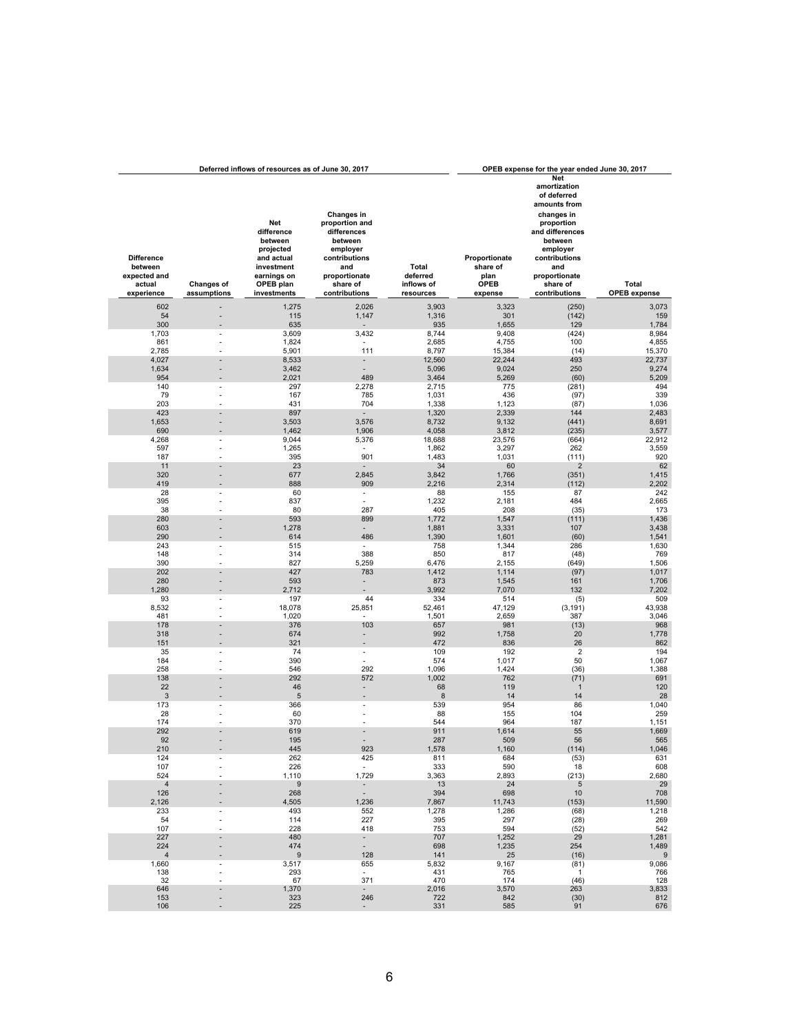| Deferred inflows of resources as of June 30, 2017 | | | | | OPEB expense for the year ended June 30, 2017 | | |
|---|---|---|---|---|---|---|---|
| Difference between expected and actual experience | Changes of assumptions | Net difference between projected and actual investment earnings on OPEB plan investments | Changes in proportion and differences between employer contributions and proportionate share of contributions | Total deferred inflows of resources | Proportionate share of plan OPEB expense | Net amortization of deferred amounts from changes in proportion and differences between employer contributions and proportionate share of contributions | Total OPEB expense |
| 602 | - | 1,275 | 2,026 | 3,903 | 3,323 | (250) | 3,073 |
| 54 | - | 115 | 1,147 | 1,316 | 301 | (142) | 159 |
| 300 | - | 635 | - | 935 | 1,655 | 129 | 1,784 |
| 1,703 | - | 3,609 | 3,432 | 8,744 | 9,408 | (424) | 8,984 |
| 861 | - | 1,824 | - | 2,685 | 4,755 | 100 | 4,855 |
| 2,785 | - | 5,901 | 111 | 8,797 | 15,384 | (14) | 15,370 |
| 4,027 | - | 8,533 | - | 12,560 | 22,244 | 493 | 22,737 |
| 1,634 | - | 3,462 | - | 5,096 | 9,024 | 250 | 9,274 |
| 954 | - | 2,021 | 489 | 3,464 | 5,269 | (60) | 5,209 |
| 140 | - | 297 | 2,278 | 2,715 | 775 | (281) | 494 |
| 79 | - | 167 | 785 | 1,031 | 436 | (97) | 339 |
| 203 | - | 431 | 704 | 1,338 | 1,123 | (87) | 1,036 |
| 423 | - | 897 | - | 1,320 | 2,339 | 144 | 2,483 |
| 1,653 | - | 3,503 | 3,576 | 8,732 | 9,132 | (441) | 8,691 |
| 690 | - | 1,462 | 1,906 | 4,058 | 3,812 | (235) | 3,577 |
| 4,268 | - | 9,044 | 5,376 | 18,688 | 23,576 | (664) | 22,912 |
| 597 | - | 1,265 | - | 1,862 | 3,297 | 262 | 3,559 |
| 187 | - | 395 | 901 | 1,483 | 1,031 | (111) | 920 |
| 11 | - | 23 | - | 34 | 60 | 2 | 62 |
| 320 | - | 677 | 2,845 | 3,842 | 1,766 | (351) | 1,415 |
| 419 | - | 888 | 909 | 2,216 | 2,314 | (112) | 2,202 |
| 28 | - | 60 | - | 88 | 155 | 87 | 242 |
| 395 | - | 837 | - | 1,232 | 2,181 | 484 | 2,665 |
| 38 | - | 80 | 287 | 405 | 208 | (35) | 173 |
| 280 | - | 593 | 899 | 1,772 | 1,547 | (111) | 1,436 |
| 603 | - | 1,278 | - | 1,881 | 3,331 | 107 | 3,438 |
| 290 | - | 614 | 486 | 1,390 | 1,601 | (60) | 1,541 |
| 243 | - | 515 | - | 758 | 1,344 | 286 | 1,630 |
| 148 | - | 314 | 388 | 850 | 817 | (48) | 769 |
| 390 | - | 827 | 5,259 | 6,476 | 2,155 | (649) | 1,506 |
| 202 | - | 427 | 783 | 1,412 | 1,114 | (97) | 1,017 |
| 280 | - | 593 | - | 873 | 1,545 | 161 | 1,706 |
| 1,280 | - | 2,712 | - | 3,992 | 7,070 | 132 | 7,202 |
| 93 | - | 197 | 44 | 334 | 514 | (5) | 509 |
| 8,532 | - | 18,078 | 25,851 | 52,461 | 47,129 | (3,191) | 43,938 |
| 481 | - | 1,020 | - | 1,501 | 2,659 | 387 | 3,046 |
| 178 | - | 376 | 103 | 657 | 981 | (13) | 968 |
| 318 | - | 674 | - | 992 | 1,758 | 20 | 1,778 |
| 151 | - | 321 | - | 472 | 836 | 26 | 862 |
| 35 | - | 74 | - | 109 | 192 | 2 | 194 |
| 184 | - | 390 | - | 574 | 1,017 | 50 | 1,067 |
| 258 | - | 546 | 292 | 1,096 | 1,424 | (36) | 1,388 |
| 138 | - | 292 | 572 | 1,002 | 762 | (71) | 691 |
| 22 | - | 46 | - | 68 | 119 | 1 | 120 |
| 3 | - | 5 | - | 8 | 14 | 14 | 28 |
| 173 | - | 366 | - | 539 | 954 | 86 | 1,040 |
| 28 | - | 60 | - | 88 | 155 | 104 | 259 |
| 174 | - | 370 | - | 544 | 964 | 187 | 1,151 |
| 292 | - | 619 | - | 911 | 1,614 | 55 | 1,669 |
| 92 | - | 195 | - | 287 | 509 | 56 | 565 |
| 210 | - | 445 | 923 | 1,578 | 1,160 | (114) | 1,046 |
| 124 | - | 262 | 425 | 811 | 684 | (53) | 631 |
| 107 | - | 226 | - | 333 | 590 | 18 | 608 |
| 524 | - | 1,110 | 1,729 | 3,363 | 2,893 | (213) | 2,680 |
| 4 | - | 9 | - | 13 | 24 | 5 | 29 |
| 126 | - | 268 | - | 394 | 698 | 10 | 708 |
| 2,126 | - | 4,505 | 1,236 | 7,867 | 11,743 | (153) | 11,590 |
| 233 | - | 493 | 552 | 1,278 | 1,286 | (68) | 1,218 |
| 54 | - | 114 | 227 | 395 | 297 | (28) | 269 |
| 107 | - | 228 | 418 | 753 | 594 | (52) | 542 |
| 227 | - | 480 | - | 707 | 1,252 | 29 | 1,281 |
| 224 | - | 474 | - | 698 | 1,235 | 254 | 1,489 |
| 4 | - | 9 | 128 | 141 | 25 | (16) | 9 |
| 1,660 | - | 3,517 | 655 | 5,832 | 9,167 | (81) | 9,086 |
| 138 | - | 293 | - | 431 | 765 | 1 | 766 |
| 32 | - | 67 | 371 | 470 | 174 | (46) | 128 |
| 646 | - | 1,370 | - | 2,016 | 3,570 | 263 | 3,833 |
| 153 | - | 323 | 246 | 722 | 842 | (30) | 812 |
| 106 | - | 225 | - | 331 | 585 | 91 | 676 |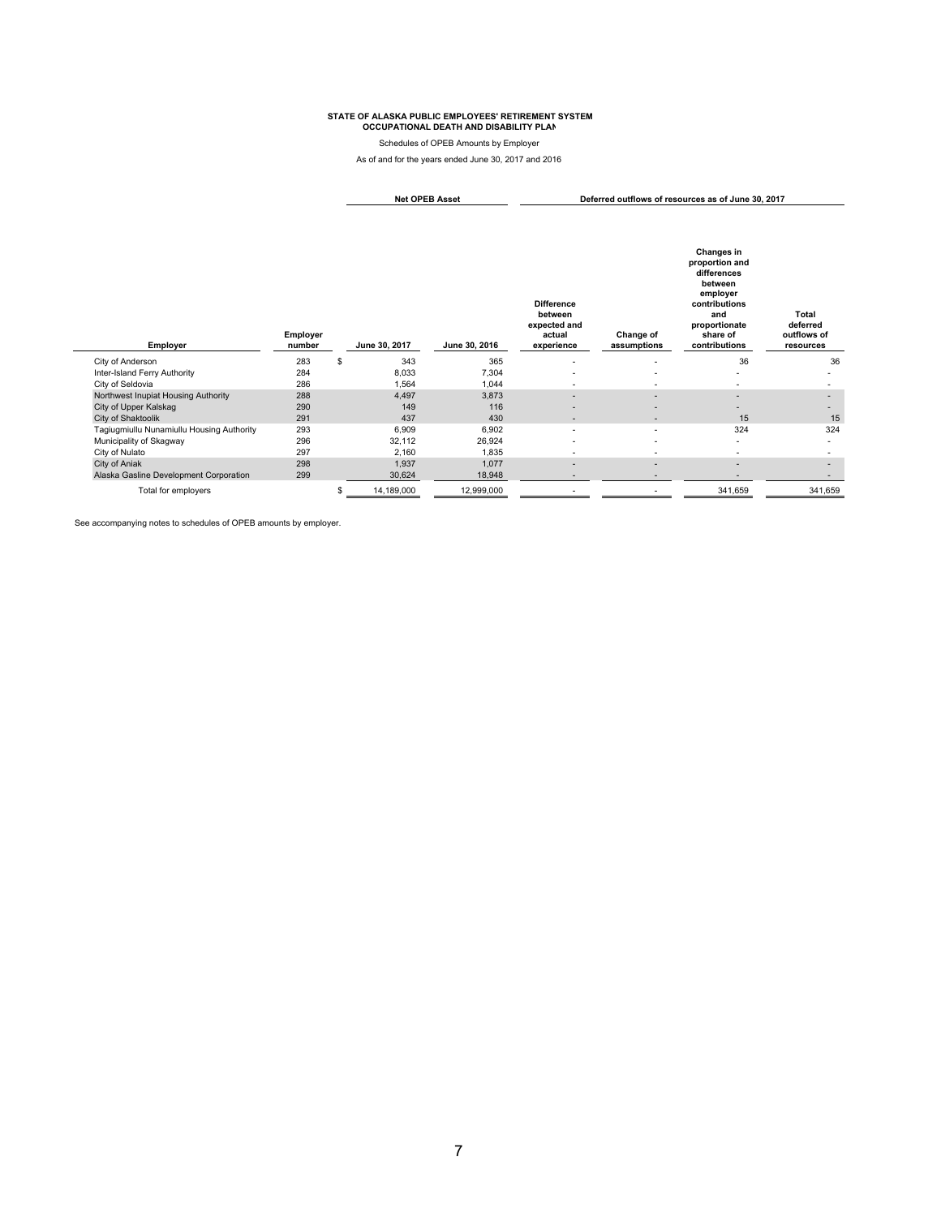**STATE OF ALASKA PUBLIC EMPLOYEES' RETIREMENT SYSTEM**
**OCCUPATIONAL DEATH AND DISABILITY PLAN**

Schedules of OPEB Amounts by Employer

As of and for the years ended June 30, 2017 and 2016

| | | Net OPEB Asset | | Deferred outflows of resources as of June 30, 2017 | | | |
|---|---|---|---|---|---|---|---|
| Employer | Employer number | June 30, 2017 | June 30, 2016 | Difference between expected and actual experience | Change of assumptions | Changes in proportion and differences between employer contributions and proportionate share of contributions | Total deferred outflows of resources |
| City of Anderson | 283 | $ 343 | 365 | - | - | 36 | 36 |
| Inter-Island Ferry Authority | 284 | 8,033 | 7,304 | - | - | - | - |
| City of Seldovia | 286 | 1,564 | 1,044 | - | - | - | - |
| Northwest Inupiat Housing Authority | 288 | 4,497 | 3,873 | - | - | - | - |
| City of Upper Kalskag | 290 | 149 | 116 | - | - | - | - |
| City of Shaktoolik | 291 | 437 | 430 | - | - | 15 | 15 |
| Tagiugmiullu Nunamiullu Housing Authority | 293 | 6,909 | 6,902 | - | - | 324 | 324 |
| Municipality of Skagway | 296 | 32,112 | 26,924 | - | - | - | - |
| City of Nulato | 297 | 2,160 | 1,835 | - | - | - | - |
| City of Aniak | 298 | 1,937 | 1,077 | - | - | - | - |
| Alaska Gasline Development Corporation | 299 | 30,624 | 18,948 | - | - | - | - |
| Total for employers | | $ 14,189,000 | 12,999,000 | - | - | 341,659 | 341,659 |

See accompanying notes to schedules of OPEB amounts by employer.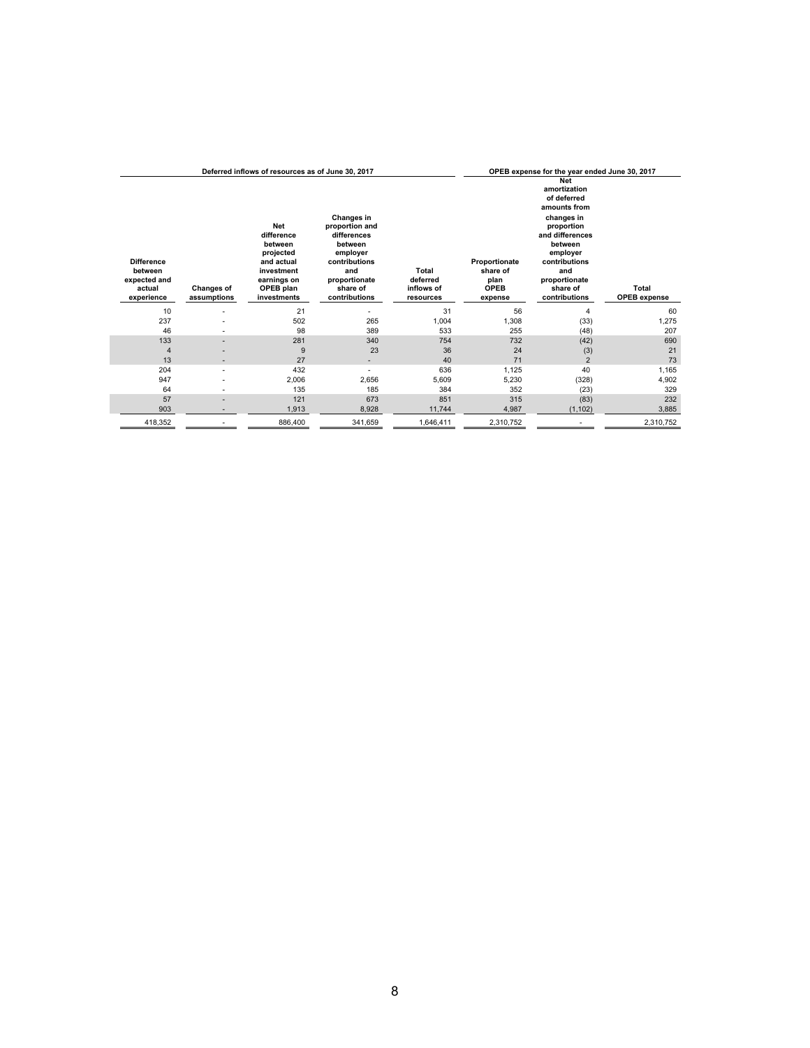| Deferred inflows of resources as of June 30, 2017 | | | | | OPEB expense for the year ended June 30, 2017 | | |
|---|---|---|---|---|---|---|---|
| Difference between expected and actual experience | Changes of assumptions | Net difference between projected and actual investment earnings on OPEB plan investments | Changes in proportion and differences between employer contributions and proportionate share of contributions | Total deferred inflows of resources | Proportionate share of plan OPEB expense | Net amortization of deferred amounts from changes in proportion and differences between employer contributions and proportionate share of contributions | Total OPEB expense |
| 10 | - | 21 | - | 31 | 56 | 4 | 60 |
| 237 | - | 502 | 265 | 1,004 | 1,308 | (33) | 1,275 |
| 46 | - | 98 | 389 | 533 | 255 | (48) | 207 |
| 133 | - | 281 | 340 | 754 | 732 | (42) | 690 |
| 4 | - | 9 | 23 | 36 | 24 | (3) | 21 |
| 13 | - | 27 | - | 40 | 71 | 2 | 73 |
| 204 | - | 432 | - | 636 | 1,125 | 40 | 1,165 |
| 947 | - | 2,006 | 2,656 | 5,609 | 5,230 | (328) | 4,902 |
| 64 | - | 135 | 185 | 384 | 352 | (23) | 329 |
| 57 | - | 121 | 673 | 851 | 315 | (83) | 232 |
| 903 | - | 1,913 | 8,928 | 11,744 | 4,987 | (1,102) | 3,885 |
| 418,352 | - | 886,400 | 341,659 | 1,646,411 | 2,310,752 | - | 2,310,752 |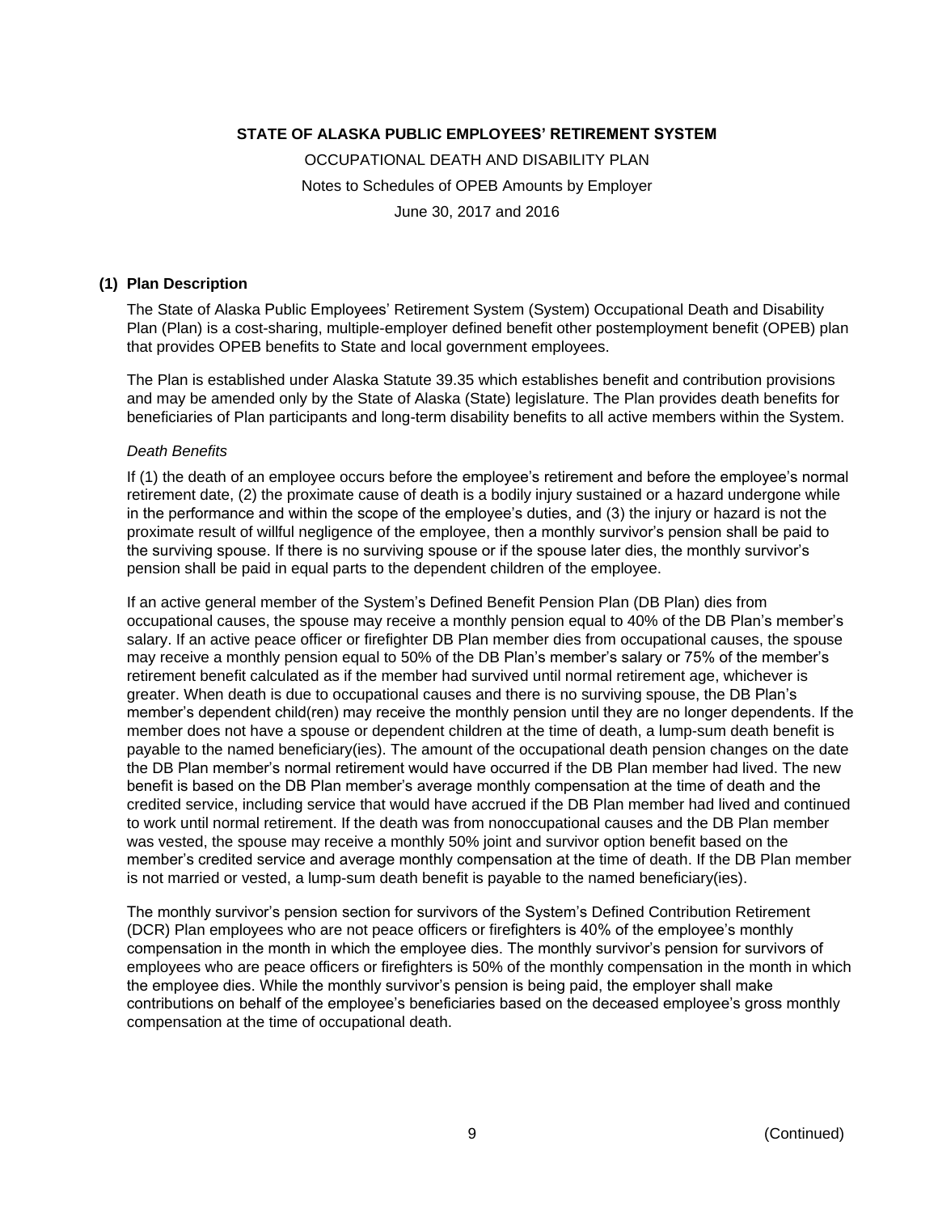**STATE OF ALASKA PUBLIC EMPLOYEES' RETIREMENT SYSTEM**

OCCUPATIONAL DEATH AND DISABILITY PLAN

Notes to Schedules of OPEB Amounts by Employer

June 30, 2017 and 2016

## (1) Plan Description

The State of Alaska Public Employees' Retirement System (System) Occupational Death and Disability Plan (Plan) is a cost-sharing, multiple-employer defined benefit other postemployment benefit (OPEB) plan that provides OPEB benefits to State and local government employees.

The Plan is established under Alaska Statute 39.35 which establishes benefit and contribution provisions and may be amended only by the State of Alaska (State) legislature. The Plan provides death benefits for beneficiaries of Plan participants and long-term disability benefits to all active members within the System.

*Death Benefits*

If (1) the death of an employee occurs before the employee's retirement and before the employee's normal retirement date, (2) the proximate cause of death is a bodily injury sustained or a hazard undergone while in the performance and within the scope of the employee's duties, and (3) the injury or hazard is not the proximate result of willful negligence of the employee, then a monthly survivor's pension shall be paid to the surviving spouse. If there is no surviving spouse or if the spouse later dies, the monthly survivor's pension shall be paid in equal parts to the dependent children of the employee.

If an active general member of the System's Defined Benefit Pension Plan (DB Plan) dies from occupational causes, the spouse may receive a monthly pension equal to 40% of the DB Plan's member's salary. If an active peace officer or firefighter DB Plan member dies from occupational causes, the spouse may receive a monthly pension equal to 50% of the DB Plan's member's salary or 75% of the member's retirement benefit calculated as if the member had survived until normal retirement age, whichever is greater. When death is due to occupational causes and there is no surviving spouse, the DB Plan's member's dependent child(ren) may receive the monthly pension until they are no longer dependents. If the member does not have a spouse or dependent children at the time of death, a lump-sum death benefit is payable to the named beneficiary(ies). The amount of the occupational death pension changes on the date the DB Plan member's normal retirement would have occurred if the DB Plan member had lived. The new benefit is based on the DB Plan member's average monthly compensation at the time of death and the credited service, including service that would have accrued if the DB Plan member had lived and continued to work until normal retirement. If the death was from nonoccupational causes and the DB Plan member was vested, the spouse may receive a monthly 50% joint and survivor option benefit based on the member's credited service and average monthly compensation at the time of death. If the DB Plan member is not married or vested, a lump-sum death benefit is payable to the named beneficiary(ies).

The monthly survivor's pension section for survivors of the System's Defined Contribution Retirement (DCR) Plan employees who are not peace officers or firefighters is 40% of the employee's monthly compensation in the month in which the employee dies. The monthly survivor's pension for survivors of employees who are peace officers or firefighters is 50% of the monthly compensation in the month in which the employee dies. While the monthly survivor's pension is being paid, the employer shall make contributions on behalf of the employee's beneficiaries based on the deceased employee's gross monthly compensation at the time of occupational death.

(Continued)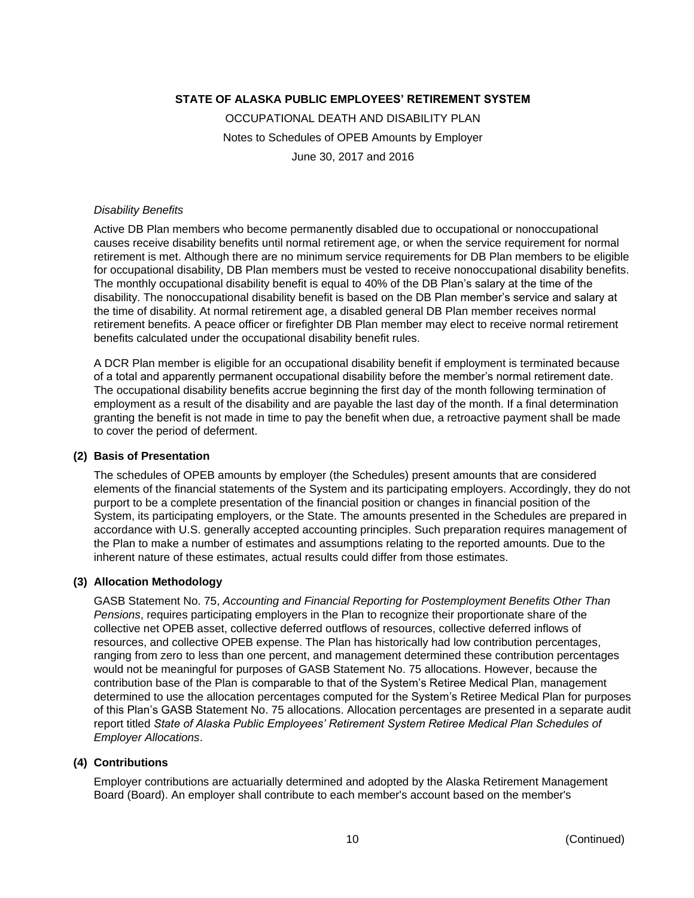*Disability Benefits*

Active DB Plan members who become permanently disabled due to occupational or nonoccupational causes receive disability benefits until normal retirement age, or when the service requirement for normal retirement is met. Although there are no minimum service requirements for DB Plan members to be eligible for occupational disability, DB Plan members must be vested to receive nonoccupational disability benefits. The monthly occupational disability benefit is equal to 40% of the DB Plan's salary at the time of the disability. The nonoccupational disability benefit is based on the DB Plan member's service and salary at the time of disability. At normal retirement age, a disabled general DB Plan member receives normal retirement benefits. A peace officer or firefighter DB Plan member may elect to receive normal retirement benefits calculated under the occupational disability benefit rules.

A DCR Plan member is eligible for an occupational disability benefit if employment is terminated because of a total and apparently permanent occupational disability before the member's normal retirement date. The occupational disability benefits accrue beginning the first day of the month following termination of employment as a result of the disability and are payable the last day of the month. If a final determination granting the benefit is not made in time to pay the benefit when due, a retroactive payment shall be made to cover the period of deferment.

## (2) Basis of Presentation

The schedules of OPEB amounts by employer (the Schedules) present amounts that are considered elements of the financial statements of the System and its participating employers. Accordingly, they do not purport to be a complete presentation of the financial position or changes in financial position of the System, its participating employers, or the State. The amounts presented in the Schedules are prepared in accordance with U.S. generally accepted accounting principles. Such preparation requires management of the Plan to make a number of estimates and assumptions relating to the reported amounts. Due to the inherent nature of these estimates, actual results could differ from those estimates.

## (3) Allocation Methodology

GASB Statement No. 75, *Accounting and Financial Reporting for Postemployment Benefits Other Than Pensions*, requires participating employers in the Plan to recognize their proportionate share of the collective net OPEB asset, collective deferred outflows of resources, collective deferred inflows of resources, and collective OPEB expense. The Plan has historically had low contribution percentages, ranging from zero to less than one percent, and management determined these contribution percentages would not be meaningful for purposes of GASB Statement No. 75 allocations. However, because the contribution base of the Plan is comparable to that of the System's Retiree Medical Plan, management determined to use the allocation percentages computed for the System's Retiree Medical Plan for purposes of this Plan's GASB Statement No. 75 allocations. Allocation percentages are presented in a separate audit report titled *State of Alaska Public Employees' Retirement System Retiree Medical Plan Schedules of Employer Allocations*.

## (4) Contributions

Employer contributions are actuarially determined and adopted by the Alaska Retirement Management Board (Board). An employer shall contribute to each member's account based on the member's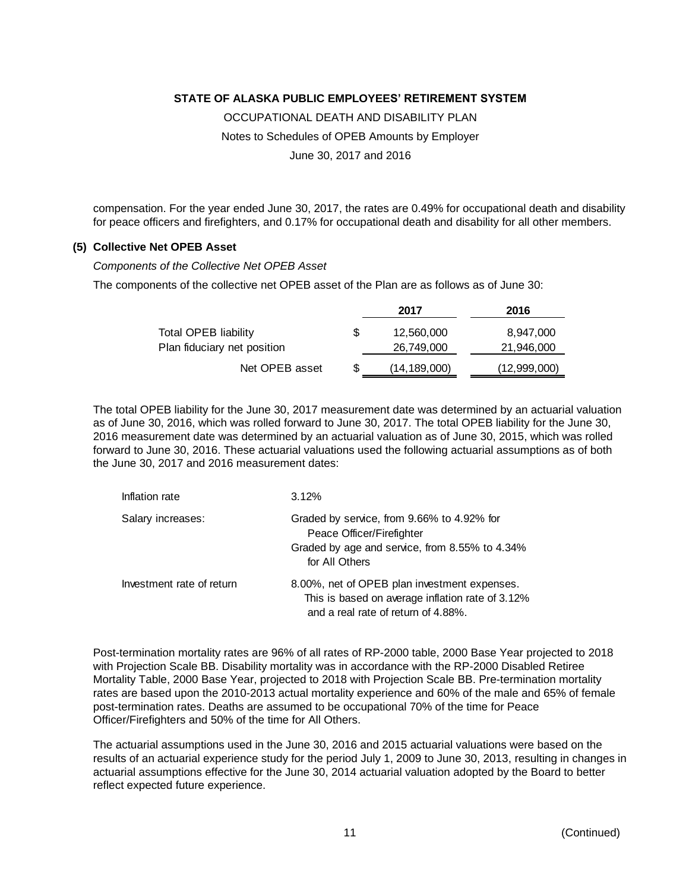compensation. For the year ended June 30, 2017, the rates are 0.49% for occupational death and disability for peace officers and firefighters, and 0.17% for occupational death and disability for all other members.

### (5) Collective Net OPEB Asset

*Components of the Collective Net OPEB Asset*

The components of the collective net OPEB asset of the Plan are as follows as of June 30:

| | | 2017 | 2016 |
|---|---|---|---|
| Total OPEB liability | $ | 12,560,000 | 8,947,000 |
| Plan fiduciary net position | | 26,749,000 | 21,946,000 |
| Net OPEB asset | $ | (14,189,000) | (12,999,000) |

The total OPEB liability for the June 30, 2017 measurement date was determined by an actuarial valuation as of June 30, 2016, which was rolled forward to June 30, 2017. The total OPEB liability for the June 30, 2016 measurement date was determined by an actuarial valuation as of June 30, 2015, which was rolled forward to June 30, 2016. These actuarial valuations used the following actuarial assumptions as of both the June 30, 2017 and 2016 measurement dates:

| | |
|---|---|
| Inflation rate | 3.12% |
| Salary increases: | Graded by service, from 9.66% to 4.92% for Peace Officer/Firefighter<br>Graded by age and service, from 8.55% to 4.34% for All Others |
| Investment rate of return | 8.00%, net of OPEB plan investment expenses. This is based on average inflation rate of 3.12% and a real rate of return of 4.88%. |

Post-termination mortality rates are 96% of all rates of RP-2000 table, 2000 Base Year projected to 2018 with Projection Scale BB. Disability mortality was in accordance with the RP-2000 Disabled Retiree Mortality Table, 2000 Base Year, projected to 2018 with Projection Scale BB. Pre-termination mortality rates are based upon the 2010-2013 actual mortality experience and 60% of the male and 65% of female post-termination rates. Deaths are assumed to be occupational 70% of the time for Peace Officer/Firefighters and 50% of the time for All Others.

The actuarial assumptions used in the June 30, 2016 and 2015 actuarial valuations were based on the results of an actuarial experience study for the period July 1, 2009 to June 30, 2013, resulting in changes in actuarial assumptions effective for the June 30, 2014 actuarial valuation adopted by the Board to better reflect expected future experience.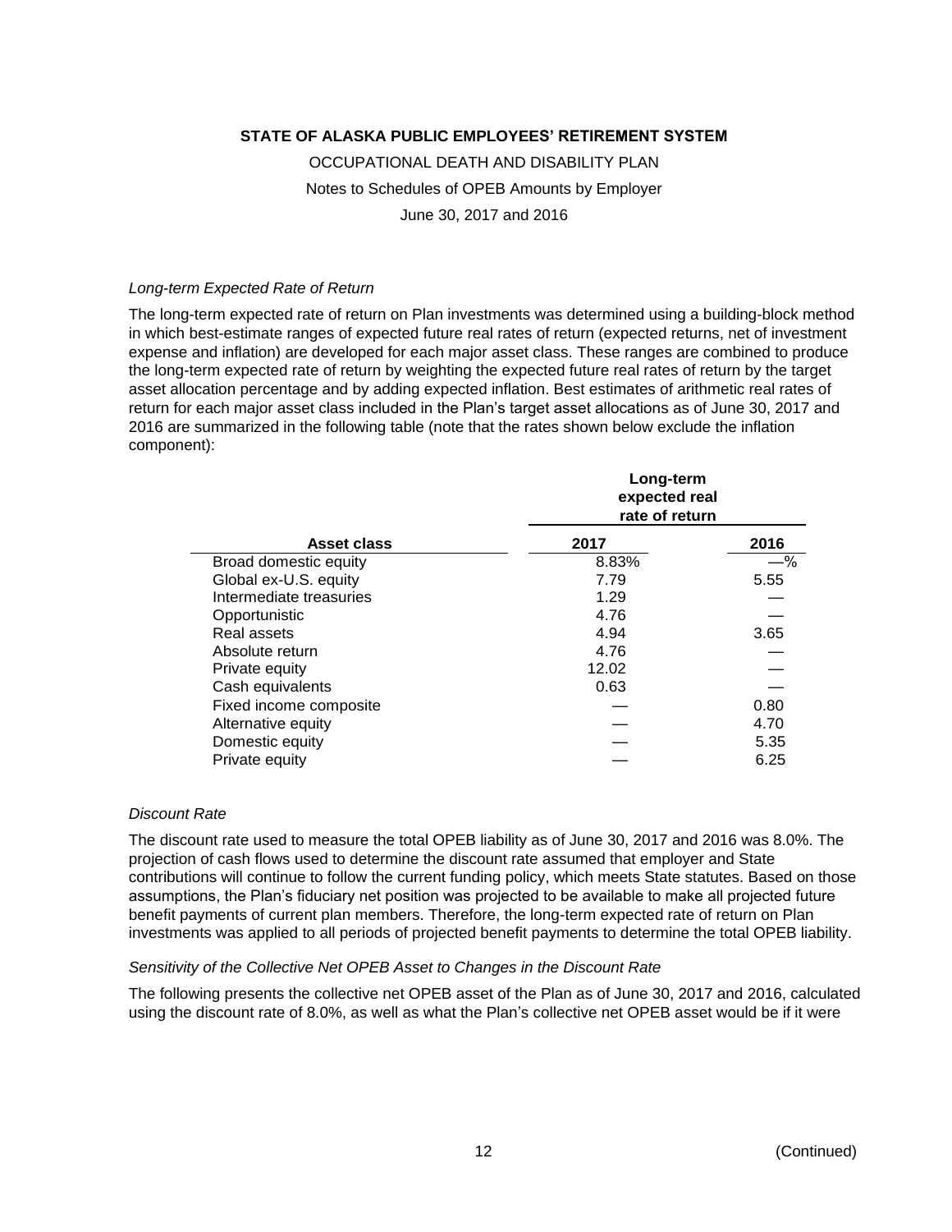**STATE OF ALASKA PUBLIC EMPLOYEES' RETIREMENT SYSTEM**

OCCUPATIONAL DEATH AND DISABILITY PLAN

Notes to Schedules of OPEB Amounts by Employer

June 30, 2017 and 2016

*Long-term Expected Rate of Return*

The long-term expected rate of return on Plan investments was determined using a building-block method in which best-estimate ranges of expected future real rates of return (expected returns, net of investment expense and inflation) are developed for each major asset class. These ranges are combined to produce the long-term expected rate of return by weighting the expected future real rates of return by the target asset allocation percentage and by adding expected inflation. Best estimates of arithmetic real rates of return for each major asset class included in the Plan's target asset allocations as of June 30, 2017 and 2016 are summarized in the following table (note that the rates shown below exclude the inflation component):

| | Long-term expected real rate of return | |
|---|---|---|
| **Asset class** | **2017** | **2016** |
| Broad domestic equity | 8.83% | —% |
| Global ex-U.S. equity | 7.79 | 5.55 |
| Intermediate treasuries | 1.29 | — |
| Opportunistic | 4.76 | — |
| Real assets | 4.94 | 3.65 |
| Absolute return | 4.76 | — |
| Private equity | 12.02 | — |
| Cash equivalents | 0.63 | — |
| Fixed income composite | — | 0.80 |
| Alternative equity | — | 4.70 |
| Domestic equity | — | 5.35 |
| Private equity | — | 6.25 |

*Discount Rate*

The discount rate used to measure the total OPEB liability as of June 30, 2017 and 2016 was 8.0%. The projection of cash flows used to determine the discount rate assumed that employer and State contributions will continue to follow the current funding policy, which meets State statutes. Based on those assumptions, the Plan's fiduciary net position was projected to be available to make all projected future benefit payments of current plan members. Therefore, the long-term expected rate of return on Plan investments was applied to all periods of projected benefit payments to determine the total OPEB liability.

*Sensitivity of the Collective Net OPEB Asset to Changes in the Discount Rate*

The following presents the collective net OPEB asset of the Plan as of June 30, 2017 and 2016, calculated using the discount rate of 8.0%, as well as what the Plan's collective net OPEB asset would be if it were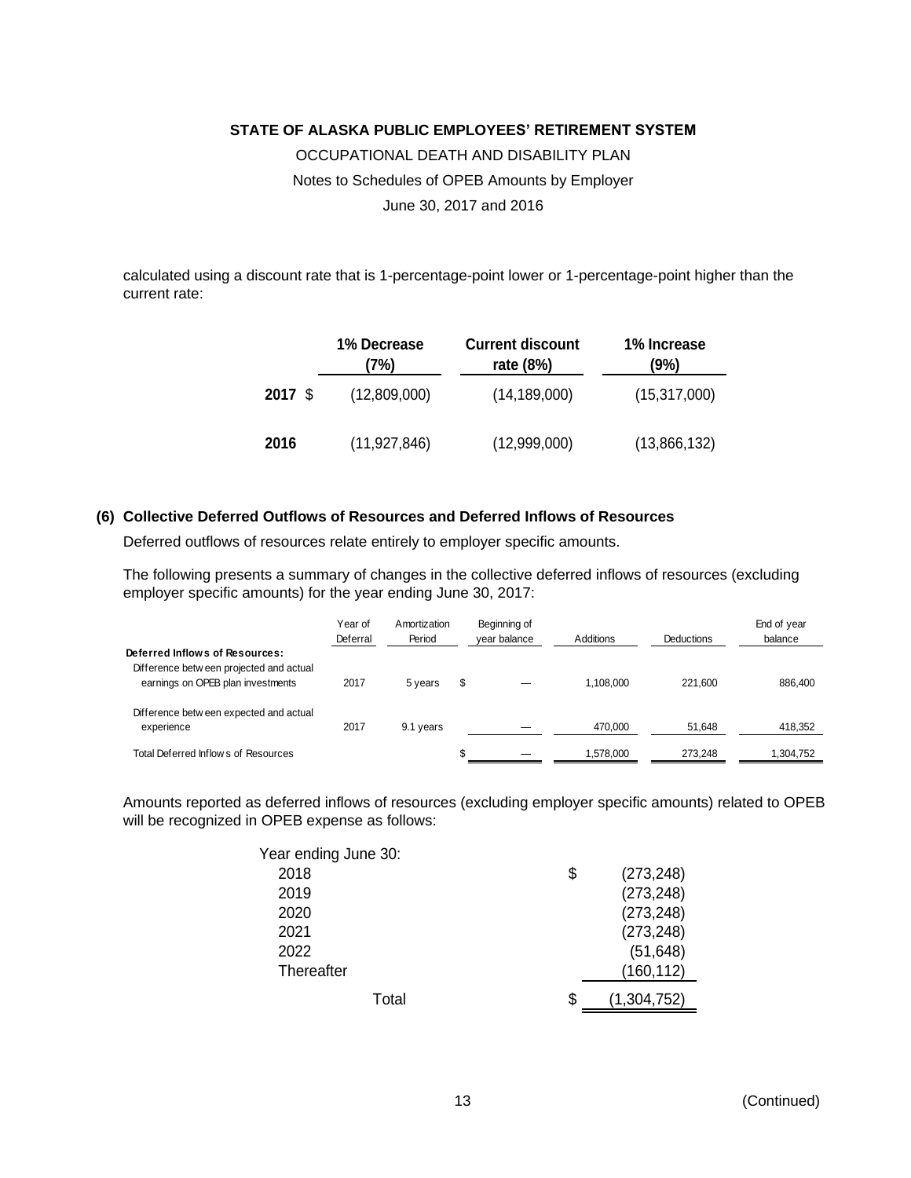calculated using a discount rate that is 1-percentage-point lower or 1-percentage-point higher than the current rate:

| | 1% Decrease (7%) | Current discount rate (8%) | 1% Increase (9%) |
|---|---|---|---|
| 2017 | $ (12,809,000) | (14,189,000) | (15,317,000) |
| 2016 | (11,927,846) | (12,999,000) | (13,866,132) |

## (6) Collective Deferred Outflows of Resources and Deferred Inflows of Resources

Deferred outflows of resources relate entirely to employer specific amounts.

The following presents a summary of changes in the collective deferred inflows of resources (excluding employer specific amounts) for the year ending June 30, 2017:

| | Year of Deferral | Amortization Period | Beginning of year balance | Additions | Deductions | End of year balance |
|---|---|---|---|---|---|---|
| **Deferred Inflows of Resources:** | | | | | | |
| Difference between projected and actual earnings on OPEB plan investments | 2017 | 5 years | $ — | 1,108,000 | 221,600 | 886,400 |
| Difference between expected and actual experience | 2017 | 9.1 years | — | 470,000 | 51,648 | 418,352 |
| Total Deferred Inflows of Resources | | | $ — | 1,578,000 | 273,248 | 1,304,752 |

Amounts reported as deferred inflows of resources (excluding employer specific amounts) related to OPEB will be recognized in OPEB expense as follows:

| Year ending June 30: | |
|---|---|
| 2018 | $ (273,248) |
| 2019 | (273,248) |
| 2020 | (273,248) |
| 2021 | (273,248) |
| 2022 | (51,648) |
| Thereafter | (160,112) |
| Total | $ (1,304,752) |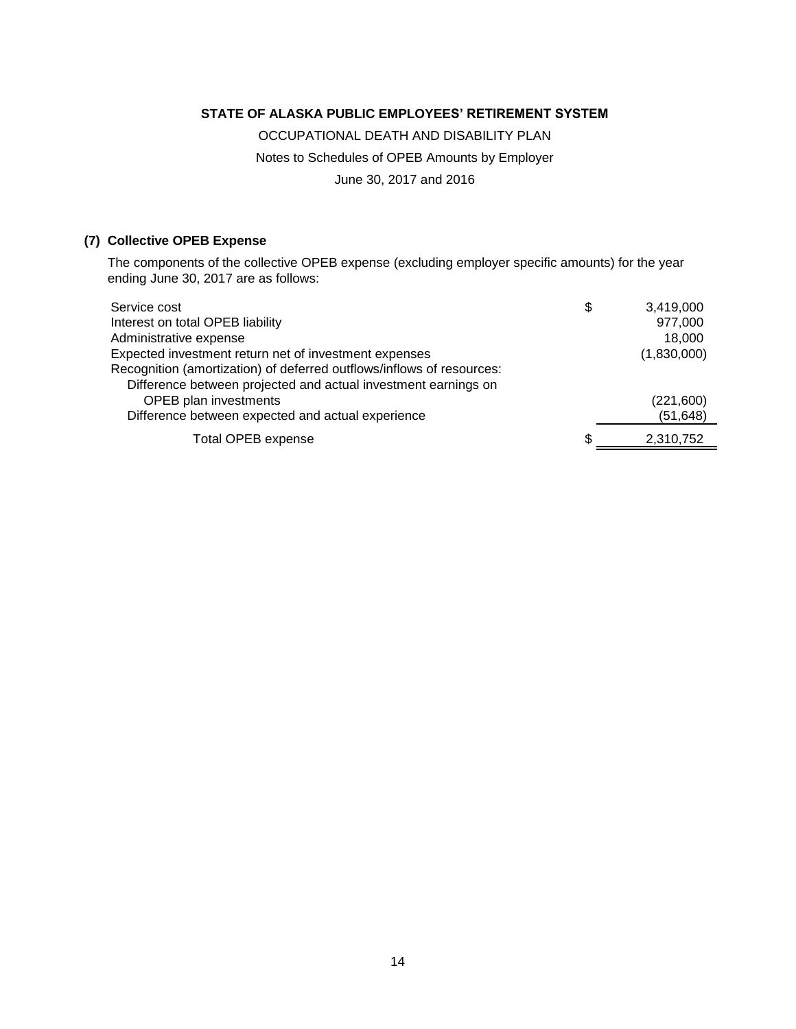**STATE OF ALASKA PUBLIC EMPLOYEES' RETIREMENT SYSTEM**

OCCUPATIONAL DEATH AND DISABILITY PLAN

Notes to Schedules of OPEB Amounts by Employer

June 30, 2017 and 2016

## (7) Collective OPEB Expense

The components of the collective OPEB expense (excluding employer specific amounts) for the year ending June 30, 2017 are as follows:

| | | |
|---|---|---|
| Service cost | $ | 3,419,000 |
| Interest on total OPEB liability | | 977,000 |
| Administrative expense | | 18,000 |
| Expected investment return net of investment expenses | | (1,830,000) |
| Recognition (amortization) of deferred outflows/inflows of resources: | | |
| Difference between projected and actual investment earnings on OPEB plan investments | | (221,600) |
| Difference between expected and actual experience | | (51,648) |
| Total OPEB expense | $ | 2,310,752 |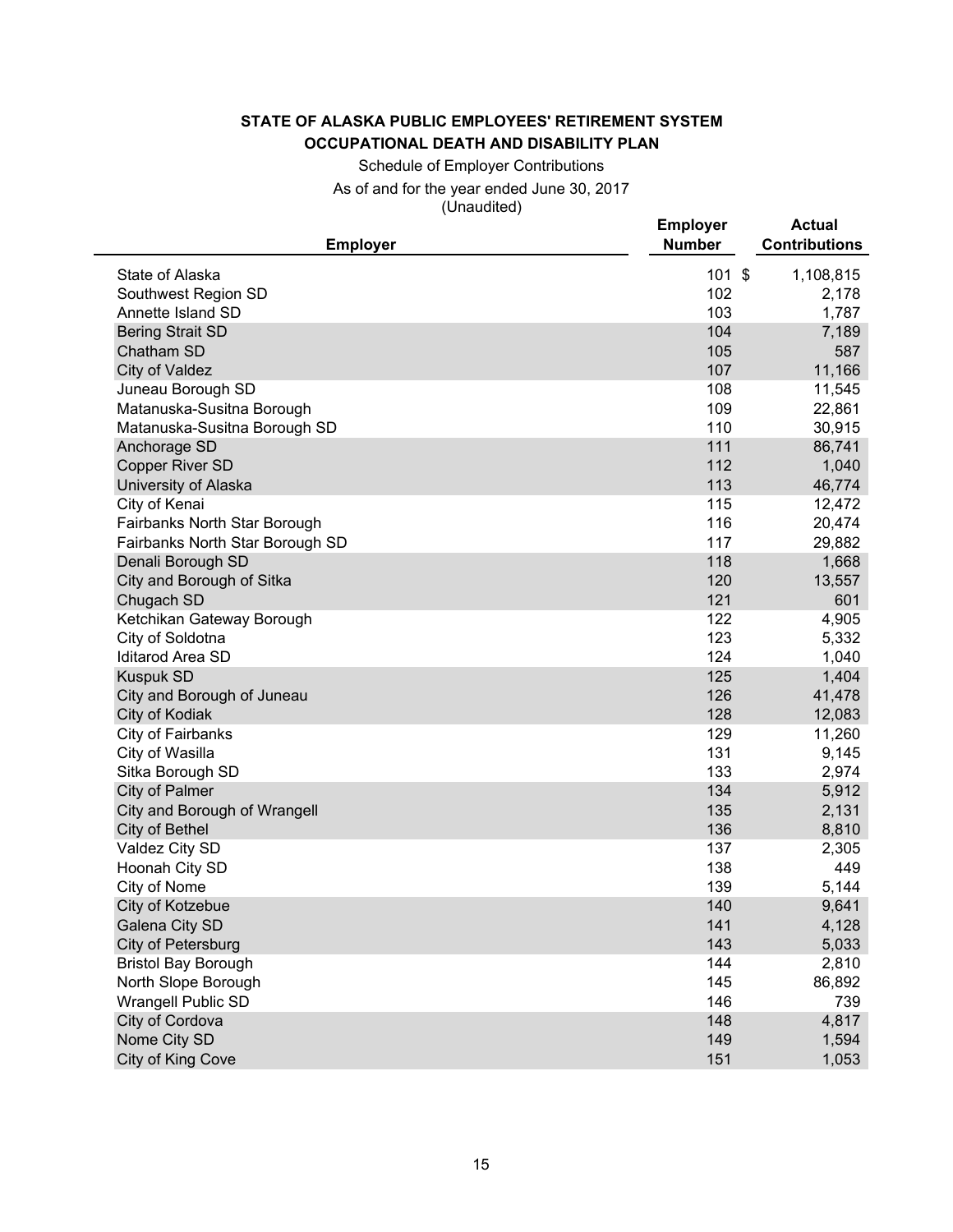**STATE OF ALASKA PUBLIC EMPLOYEES' RETIREMENT SYSTEM**

**OCCUPATIONAL DEATH AND DISABILITY PLAN**

Schedule of Employer Contributions

As of and for the year ended June 30, 2017

(Unaudited)

| Employer | Employer Number | Actual Contributions |
|---|---|---|
| State of Alaska | 101 | $ 1,108,815 |
| Southwest Region SD | 102 | 2,178 |
| Annette Island SD | 103 | 1,787 |
| Bering Strait SD | 104 | 7,189 |
| Chatham SD | 105 | 587 |
| City of Valdez | 107 | 11,166 |
| Juneau Borough SD | 108 | 11,545 |
| Matanuska-Susitna Borough | 109 | 22,861 |
| Matanuska-Susitna Borough SD | 110 | 30,915 |
| Anchorage SD | 111 | 86,741 |
| Copper River SD | 112 | 1,040 |
| University of Alaska | 113 | 46,774 |
| City of Kenai | 115 | 12,472 |
| Fairbanks North Star Borough | 116 | 20,474 |
| Fairbanks North Star Borough SD | 117 | 29,882 |
| Denali Borough SD | 118 | 1,668 |
| City and Borough of Sitka | 120 | 13,557 |
| Chugach SD | 121 | 601 |
| Ketchikan Gateway Borough | 122 | 4,905 |
| City of Soldotna | 123 | 5,332 |
| Iditarod Area SD | 124 | 1,040 |
| Kuspuk SD | 125 | 1,404 |
| City and Borough of Juneau | 126 | 41,478 |
| City of Kodiak | 128 | 12,083 |
| City of Fairbanks | 129 | 11,260 |
| City of Wasilla | 131 | 9,145 |
| Sitka Borough SD | 133 | 2,974 |
| City of Palmer | 134 | 5,912 |
| City and Borough of Wrangell | 135 | 2,131 |
| City of Bethel | 136 | 8,810 |
| Valdez City SD | 137 | 2,305 |
| Hoonah City SD | 138 | 449 |
| City of Nome | 139 | 5,144 |
| City of Kotzebue | 140 | 9,641 |
| Galena City SD | 141 | 4,128 |
| City of Petersburg | 143 | 5,033 |
| Bristol Bay Borough | 144 | 2,810 |
| North Slope Borough | 145 | 86,892 |
| Wrangell Public SD | 146 | 739 |
| City of Cordova | 148 | 4,817 |
| Nome City SD | 149 | 1,594 |
| City of King Cove | 151 | 1,053 |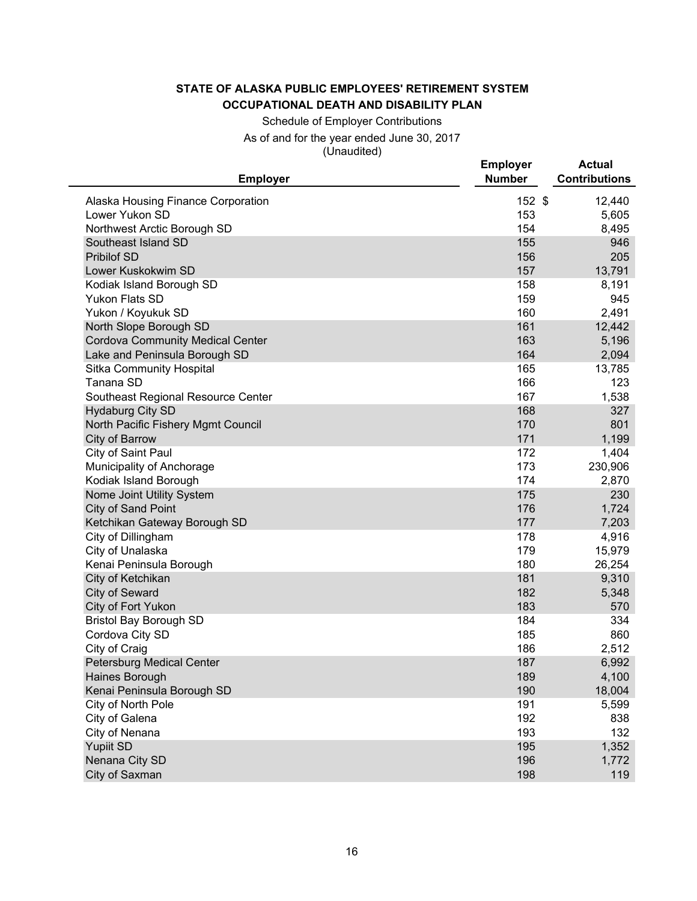**STATE OF ALASKA PUBLIC EMPLOYEES' RETIREMENT SYSTEM**

**OCCUPATIONAL DEATH AND DISABILITY PLAN**

Schedule of Employer Contributions

As of and for the year ended June 30, 2017

(Unaudited)

| Employer | Employer Number | Actual Contributions |
|---|---|---|
| Alaska Housing Finance Corporation | 152 | $ 12,440 |
| Lower Yukon SD | 153 | 5,605 |
| Northwest Arctic Borough SD | 154 | 8,495 |
| Southeast Island SD | 155 | 946 |
| Pribilof SD | 156 | 205 |
| Lower Kuskokwim SD | 157 | 13,791 |
| Kodiak Island Borough SD | 158 | 8,191 |
| Yukon Flats SD | 159 | 945 |
| Yukon / Koyukuk SD | 160 | 2,491 |
| North Slope Borough SD | 161 | 12,442 |
| Cordova Community Medical Center | 163 | 5,196 |
| Lake and Peninsula Borough SD | 164 | 2,094 |
| Sitka Community Hospital | 165 | 13,785 |
| Tanana SD | 166 | 123 |
| Southeast Regional Resource Center | 167 | 1,538 |
| Hydaburg City SD | 168 | 327 |
| North Pacific Fishery Mgmt Council | 170 | 801 |
| City of Barrow | 171 | 1,199 |
| City of Saint Paul | 172 | 1,404 |
| Municipality of Anchorage | 173 | 230,906 |
| Kodiak Island Borough | 174 | 2,870 |
| Nome Joint Utility System | 175 | 230 |
| City of Sand Point | 176 | 1,724 |
| Ketchikan Gateway Borough SD | 177 | 7,203 |
| City of Dillingham | 178 | 4,916 |
| City of Unalaska | 179 | 15,979 |
| Kenai Peninsula Borough | 180 | 26,254 |
| City of Ketchikan | 181 | 9,310 |
| City of Seward | 182 | 5,348 |
| City of Fort Yukon | 183 | 570 |
| Bristol Bay Borough SD | 184 | 334 |
| Cordova City SD | 185 | 860 |
| City of Craig | 186 | 2,512 |
| Petersburg Medical Center | 187 | 6,992 |
| Haines Borough | 189 | 4,100 |
| Kenai Peninsula Borough SD | 190 | 18,004 |
| City of North Pole | 191 | 5,599 |
| City of Galena | 192 | 838 |
| City of Nenana | 193 | 132 |
| Yupiit SD | 195 | 1,352 |
| Nenana City SD | 196 | 1,772 |
| City of Saxman | 198 | 119 |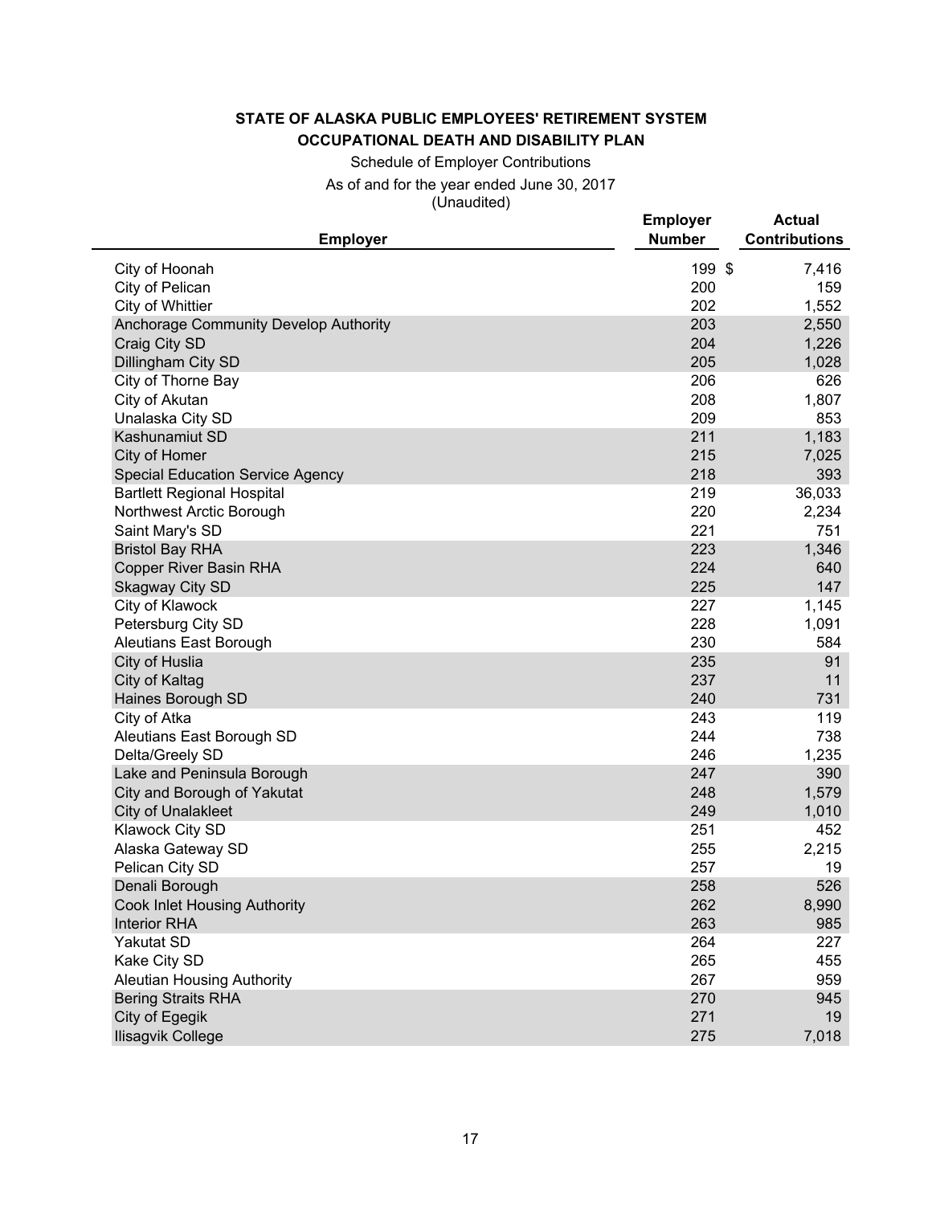**STATE OF ALASKA PUBLIC EMPLOYEES' RETIREMENT SYSTEM**

**OCCUPATIONAL DEATH AND DISABILITY PLAN**

Schedule of Employer Contributions

As of and for the year ended June 30, 2017

(Unaudited)

| Employer | Employer Number | Actual Contributions |
|---|---|---|
| City of Hoonah | 199 | $ 7,416 |
| City of Pelican | 200 | 159 |
| City of Whittier | 202 | 1,552 |
| Anchorage Community Develop Authority | 203 | 2,550 |
| Craig City SD | 204 | 1,226 |
| Dillingham City SD | 205 | 1,028 |
| City of Thorne Bay | 206 | 626 |
| City of Akutan | 208 | 1,807 |
| Unalaska City SD | 209 | 853 |
| Kashunamiut SD | 211 | 1,183 |
| City of Homer | 215 | 7,025 |
| Special Education Service Agency | 218 | 393 |
| Bartlett Regional Hospital | 219 | 36,033 |
| Northwest Arctic Borough | 220 | 2,234 |
| Saint Mary's SD | 221 | 751 |
| Bristol Bay RHA | 223 | 1,346 |
| Copper River Basin RHA | 224 | 640 |
| Skagway City SD | 225 | 147 |
| City of Klawock | 227 | 1,145 |
| Petersburg City SD | 228 | 1,091 |
| Aleutians East Borough | 230 | 584 |
| City of Huslia | 235 | 91 |
| City of Kaltag | 237 | 11 |
| Haines Borough SD | 240 | 731 |
| City of Atka | 243 | 119 |
| Aleutians East Borough SD | 244 | 738 |
| Delta/Greely SD | 246 | 1,235 |
| Lake and Peninsula Borough | 247 | 390 |
| City and Borough of Yakutat | 248 | 1,579 |
| City of Unalakleet | 249 | 1,010 |
| Klawock City SD | 251 | 452 |
| Alaska Gateway SD | 255 | 2,215 |
| Pelican City SD | 257 | 19 |
| Denali Borough | 258 | 526 |
| Cook Inlet Housing Authority | 262 | 8,990 |
| Interior RHA | 263 | 985 |
| Yakutat SD | 264 | 227 |
| Kake City SD | 265 | 455 |
| Aleutian Housing Authority | 267 | 959 |
| Bering Straits RHA | 270 | 945 |
| City of Egegik | 271 | 19 |
| Ilisagvik College | 275 | 7,018 |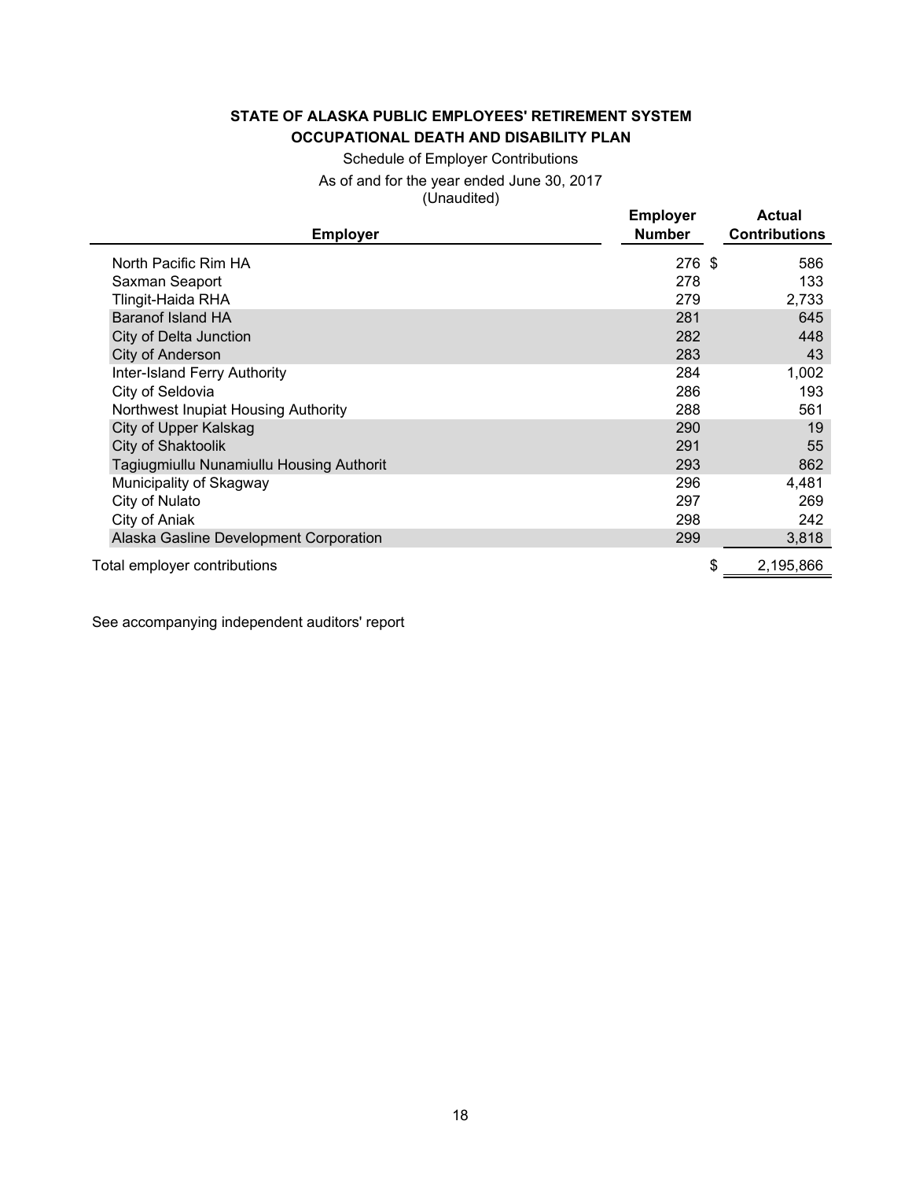**STATE OF ALASKA PUBLIC EMPLOYEES' RETIREMENT SYSTEM**

**OCCUPATIONAL DEATH AND DISABILITY PLAN**

Schedule of Employer Contributions

As of and for the year ended June 30, 2017

(Unaudited)

| Employer | Employer Number | Actual Contributions |
|---|---|---|
| North Pacific Rim HA | 276 | $ 586 |
| Saxman Seaport | 278 | 133 |
| Tlingit-Haida RHA | 279 | 2,733 |
| Baranof Island HA | 281 | 645 |
| City of Delta Junction | 282 | 448 |
| City of Anderson | 283 | 43 |
| Inter-Island Ferry Authority | 284 | 1,002 |
| City of Seldovia | 286 | 193 |
| Northwest Inupiat Housing Authority | 288 | 561 |
| City of Upper Kalskag | 290 | 19 |
| City of Shaktoolik | 291 | 55 |
| Tagiugmiullu Nunamiullu Housing Authorit | 293 | 862 |
| Municipality of Skagway | 296 | 4,481 |
| City of Nulato | 297 | 269 |
| City of Aniak | 298 | 242 |
| Alaska Gasline Development Corporation | 299 | 3,818 |
| Total employer contributions | | $ 2,195,866 |

See accompanying independent auditors' report